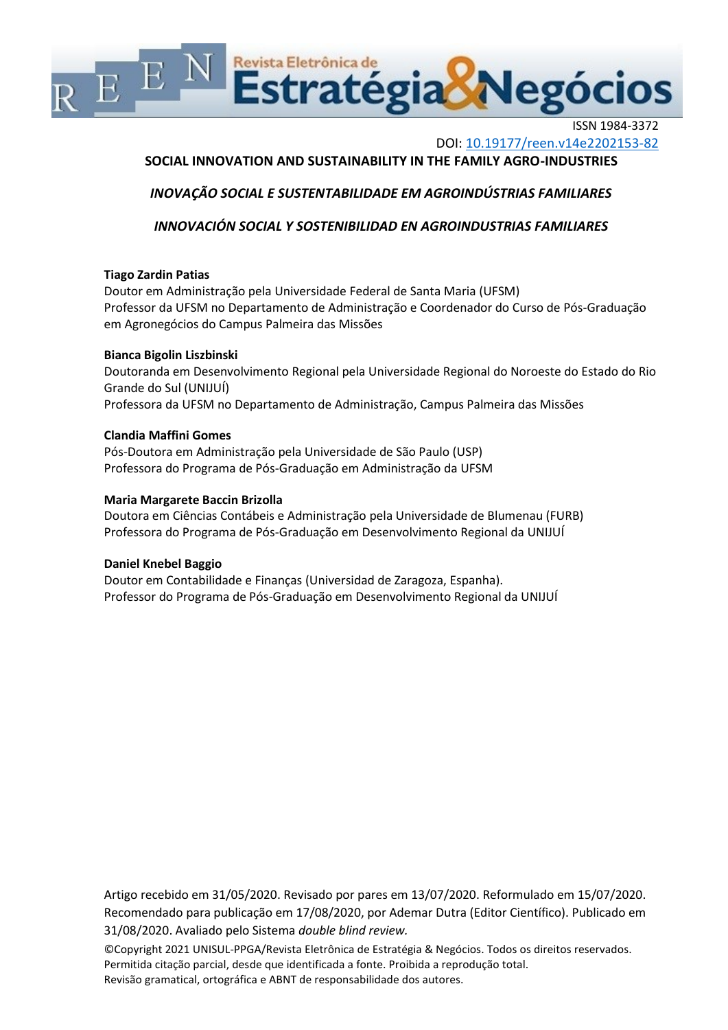ISSN 1984-3372

DOI: 10.19177/reen.v14e2202153-82

# SOCIAL INNOVATION AND SUSTAINABILITY IN THE FAMILY AGRO-INDUSTRIES

## *INOVAÇÃO SOCIAL E SUSTENTABILIDADE EM AGROINDÚSTRIAS FAMILIARES*

## *INNOVACIÓN SOCIAL Y SOSTENIBILIDAD EN AGROINDUSTRIAS FAMILIARES*

**Tiago Zardin Patias**
Doutor em Administração pela Universidade Federal de Santa Maria (UFSM)
Professor da UFSM no Departamento de Administração e Coordenador do Curso de Pós-Graduação em Agronegócios do Campus Palmeira das Missões

**Bianca Bigolin Liszbinski**
Doutoranda em Desenvolvimento Regional pela Universidade Regional do Noroeste do Estado do Rio Grande do Sul (UNIJUÍ)
Professora da UFSM no Departamento de Administração, Campus Palmeira das Missões

**Clandia Maffini Gomes**
Pós-Doutora em Administração pela Universidade de São Paulo (USP)
Professora do Programa de Pós-Graduação em Administração da UFSM

**Maria Margarete Baccin Brizolla**
Doutora em Ciências Contábeis e Administração pela Universidade de Blumenau (FURB)
Professora do Programa de Pós-Graduação em Desenvolvimento Regional da UNIJUÍ

**Daniel Knebel Baggio**
Doutor em Contabilidade e Finanças (Universidad de Zaragoza, Espanha).
Professor do Programa de Pós-Graduação em Desenvolvimento Regional da UNIJUÍ

Artigo recebido em 31/05/2020. Revisado por pares em 13/07/2020. Reformulado em 15/07/2020. Recomendado para publicação em 17/08/2020, por Ademar Dutra (Editor Científico). Publicado em 31/08/2020. Avaliado pelo Sistema *double blind review.*

©Copyright 2021 UNISUL-PPGA/Revista Eletrônica de Estratégia & Negócios. Todos os direitos reservados. Permitida citação parcial, desde que identificada a fonte. Proibida a reprodução total.
Revisão gramatical, ortográfica e ABNT de responsabilidade dos autores.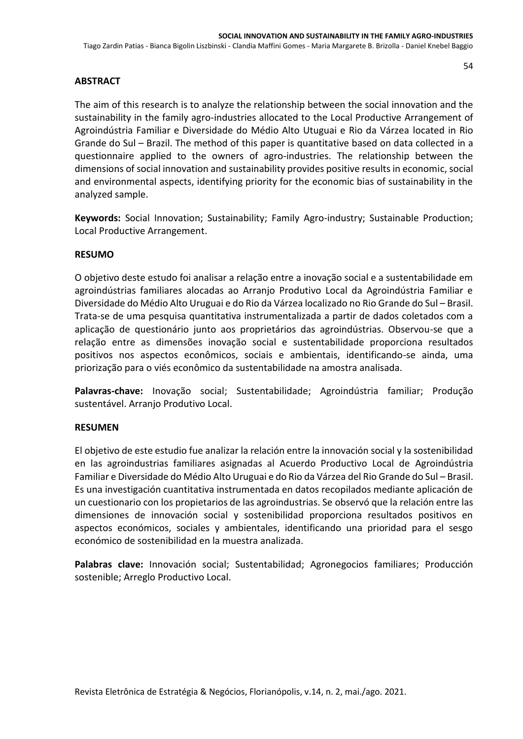## ABSTRACT

The aim of this research is to analyze the relationship between the social innovation and the sustainability in the family agro-industries allocated to the Local Productive Arrangement of Agroindústria Familiar e Diversidade do Médio Alto Utuguai e Rio da Várzea located in Rio Grande do Sul – Brazil. The method of this paper is quantitative based on data collected in a questionnaire applied to the owners of agro-industries. The relationship between the dimensions of social innovation and sustainability provides positive results in economic, social and environmental aspects, identifying priority for the economic bias of sustainability in the analyzed sample.

**Keywords:** Social Innovation; Sustainability; Family Agro-industry; Sustainable Production; Local Productive Arrangement.

## RESUMO

O objetivo deste estudo foi analisar a relação entre a inovação social e a sustentabilidade em agroindústrias familiares alocadas ao Arranjo Produtivo Local da Agroindústria Familiar e Diversidade do Médio Alto Uruguai e do Rio da Várzea localizado no Rio Grande do Sul – Brasil. Trata-se de uma pesquisa quantitativa instrumentalizada a partir de dados coletados com a aplicação de questionário junto aos proprietários das agroindústrias. Observou-se que a relação entre as dimensões inovação social e sustentabilidade proporciona resultados positivos nos aspectos econômicos, sociais e ambientais, identificando-se ainda, uma priorização para o viés econômico da sustentabilidade na amostra analisada.

**Palavras-chave:** Inovação social; Sustentabilidade; Agroindústria familiar; Produção sustentável. Arranjo Produtivo Local.

## RESUMEN

El objetivo de este estudio fue analizar la relación entre la innovación social y la sostenibilidad en las agroindustrias familiares asignadas al Acuerdo Productivo Local de Agroindústria Familiar e Diversidade do Médio Alto Uruguai e do Rio da Várzea del Rio Grande do Sul – Brasil. Es una investigación cuantitativa instrumentada en datos recopilados mediante aplicación de un cuestionario con los propietarios de las agroindustrias. Se observó que la relación entre las dimensiones de innovación social y sostenibilidad proporciona resultados positivos en aspectos económicos, sociales y ambientales, identificando una prioridad para el sesgo económico de sostenibilidad en la muestra analizada.

**Palabras clave:** Innovación social; Sustentabilidad; Agronegocios familiares; Producción sostenible; Arreglo Productivo Local.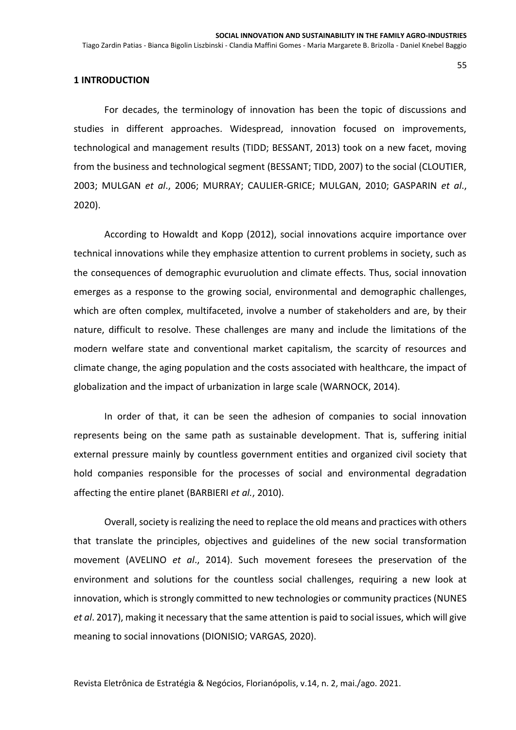## 1 INTRODUCTION

For decades, the terminology of innovation has been the topic of discussions and studies in different approaches. Widespread, innovation focused on improvements, technological and management results (TIDD; BESSANT, 2013) took on a new facet, moving from the business and technological segment (BESSANT; TIDD, 2007) to the social (CLOUTIER, 2003; MULGAN *et al*., 2006; MURRAY; CAULIER-GRICE; MULGAN, 2010; GASPARIN *et al*., 2020).

According to Howaldt and Kopp (2012), social innovations acquire importance over technical innovations while they emphasize attention to current problems in society, such as the consequences of demographic evuruolution and climate effects. Thus, social innovation emerges as a response to the growing social, environmental and demographic challenges, which are often complex, multifaceted, involve a number of stakeholders and are, by their nature, difficult to resolve. These challenges are many and include the limitations of the modern welfare state and conventional market capitalism, the scarcity of resources and climate change, the aging population and the costs associated with healthcare, the impact of globalization and the impact of urbanization in large scale (WARNOCK, 2014).

In order of that, it can be seen the adhesion of companies to social innovation represents being on the same path as sustainable development. That is, suffering initial external pressure mainly by countless government entities and organized civil society that hold companies responsible for the processes of social and environmental degradation affecting the entire planet (BARBIERI *et al.*, 2010).

Overall, society is realizing the need to replace the old means and practices with others that translate the principles, objectives and guidelines of the new social transformation movement (AVELINO *et al*., 2014). Such movement foresees the preservation of the environment and solutions for the countless social challenges, requiring a new look at innovation, which is strongly committed to new technologies or community practices (NUNES *et al*. 2017), making it necessary that the same attention is paid to social issues, which will give meaning to social innovations (DIONISIO; VARGAS, 2020).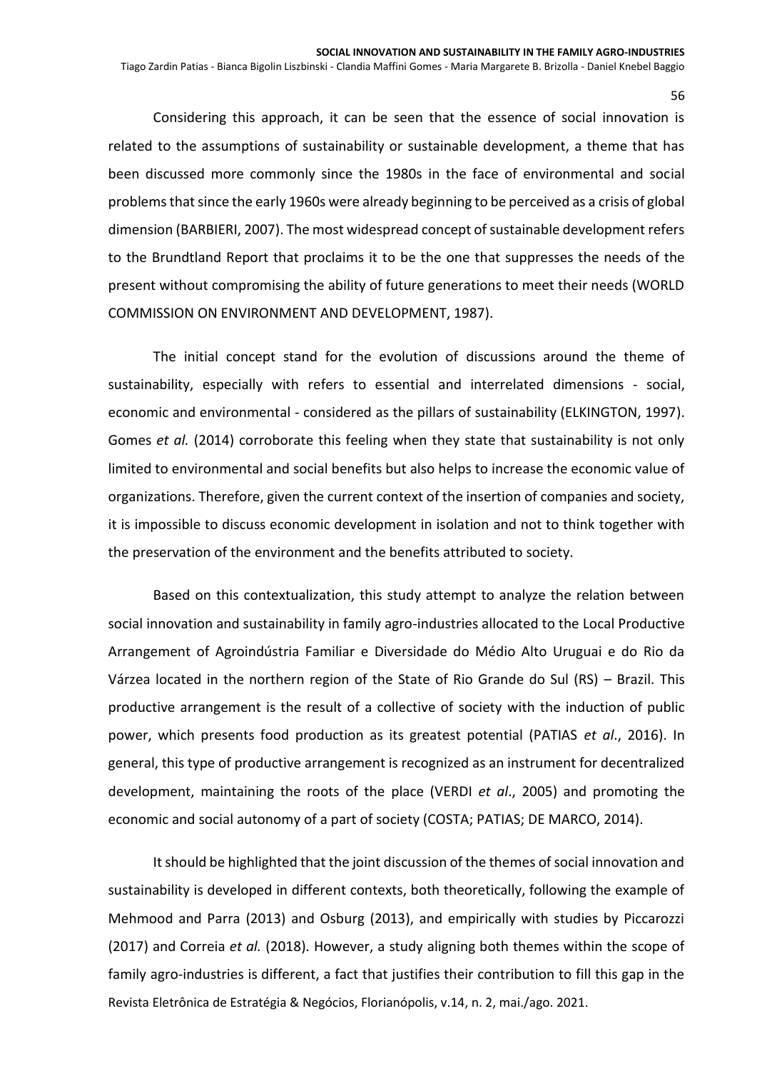Considering this approach, it can be seen that the essence of social innovation is related to the assumptions of sustainability or sustainable development, a theme that has been discussed more commonly since the 1980s in the face of environmental and social problems that since the early 1960s were already beginning to be perceived as a crisis of global dimension (BARBIERI, 2007). The most widespread concept of sustainable development refers to the Brundtland Report that proclaims it to be the one that suppresses the needs of the present without compromising the ability of future generations to meet their needs (WORLD COMMISSION ON ENVIRONMENT AND DEVELOPMENT, 1987).

The initial concept stand for the evolution of discussions around the theme of sustainability, especially with refers to essential and interrelated dimensions - social, economic and environmental - considered as the pillars of sustainability (ELKINGTON, 1997). Gomes *et al.* (2014) corroborate this feeling when they state that sustainability is not only limited to environmental and social benefits but also helps to increase the economic value of organizations. Therefore, given the current context of the insertion of companies and society, it is impossible to discuss economic development in isolation and not to think together with the preservation of the environment and the benefits attributed to society.

Based on this contextualization, this study attempt to analyze the relation between social innovation and sustainability in family agro-industries allocated to the Local Productive Arrangement of Agroindústria Familiar e Diversidade do Médio Alto Uruguai e do Rio da Várzea located in the northern region of the State of Rio Grande do Sul (RS) – Brazil. This productive arrangement is the result of a collective of society with the induction of public power, which presents food production as its greatest potential (PATIAS *et al*., 2016). In general, this type of productive arrangement is recognized as an instrument for decentralized development, maintaining the roots of the place (VERDI *et al*., 2005) and promoting the economic and social autonomy of a part of society (COSTA; PATIAS; DE MARCO, 2014).

It should be highlighted that the joint discussion of the themes of social innovation and sustainability is developed in different contexts, both theoretically, following the example of Mehmood and Parra (2013) and Osburg (2013), and empirically with studies by Piccarozzi (2017) and Correia *et al.* (2018). However, a study aligning both themes within the scope of family agro-industries is different, a fact that justifies their contribution to fill this gap in the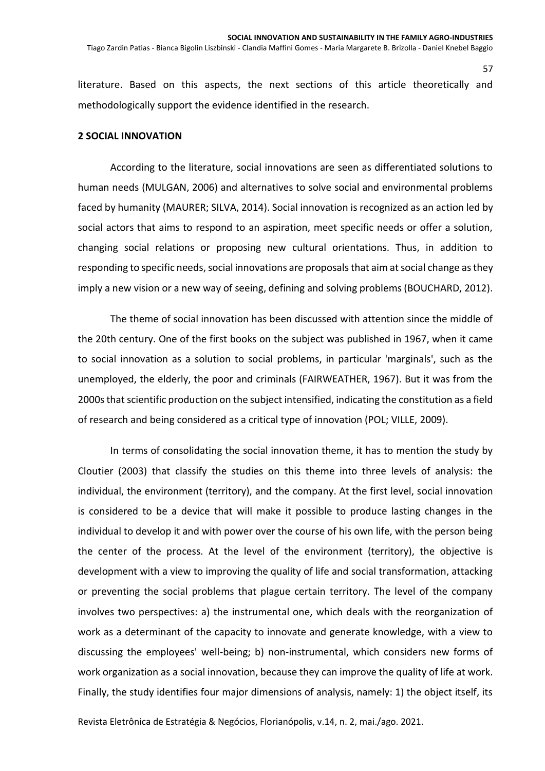literature. Based on this aspects, the next sections of this article theoretically and methodologically support the evidence identified in the research.

## 2 SOCIAL INNOVATION

According to the literature, social innovations are seen as differentiated solutions to human needs (MULGAN, 2006) and alternatives to solve social and environmental problems faced by humanity (MAURER; SILVA, 2014). Social innovation is recognized as an action led by social actors that aims to respond to an aspiration, meet specific needs or offer a solution, changing social relations or proposing new cultural orientations. Thus, in addition to responding to specific needs, social innovations are proposals that aim at social change as they imply a new vision or a new way of seeing, defining and solving problems (BOUCHARD, 2012).

The theme of social innovation has been discussed with attention since the middle of the 20th century. One of the first books on the subject was published in 1967, when it came to social innovation as a solution to social problems, in particular 'marginals', such as the unemployed, the elderly, the poor and criminals (FAIRWEATHER, 1967). But it was from the 2000s that scientific production on the subject intensified, indicating the constitution as a field of research and being considered as a critical type of innovation (POL; VILLE, 2009).

In terms of consolidating the social innovation theme, it has to mention the study by Cloutier (2003) that classify the studies on this theme into three levels of analysis: the individual, the environment (territory), and the company. At the first level, social innovation is considered to be a device that will make it possible to produce lasting changes in the individual to develop it and with power over the course of his own life, with the person being the center of the process. At the level of the environment (territory), the objective is development with a view to improving the quality of life and social transformation, attacking or preventing the social problems that plague certain territory. The level of the company involves two perspectives: a) the instrumental one, which deals with the reorganization of work as a determinant of the capacity to innovate and generate knowledge, with a view to discussing the employees' well-being; b) non-instrumental, which considers new forms of work organization as a social innovation, because they can improve the quality of life at work. Finally, the study identifies four major dimensions of analysis, namely: 1) the object itself, its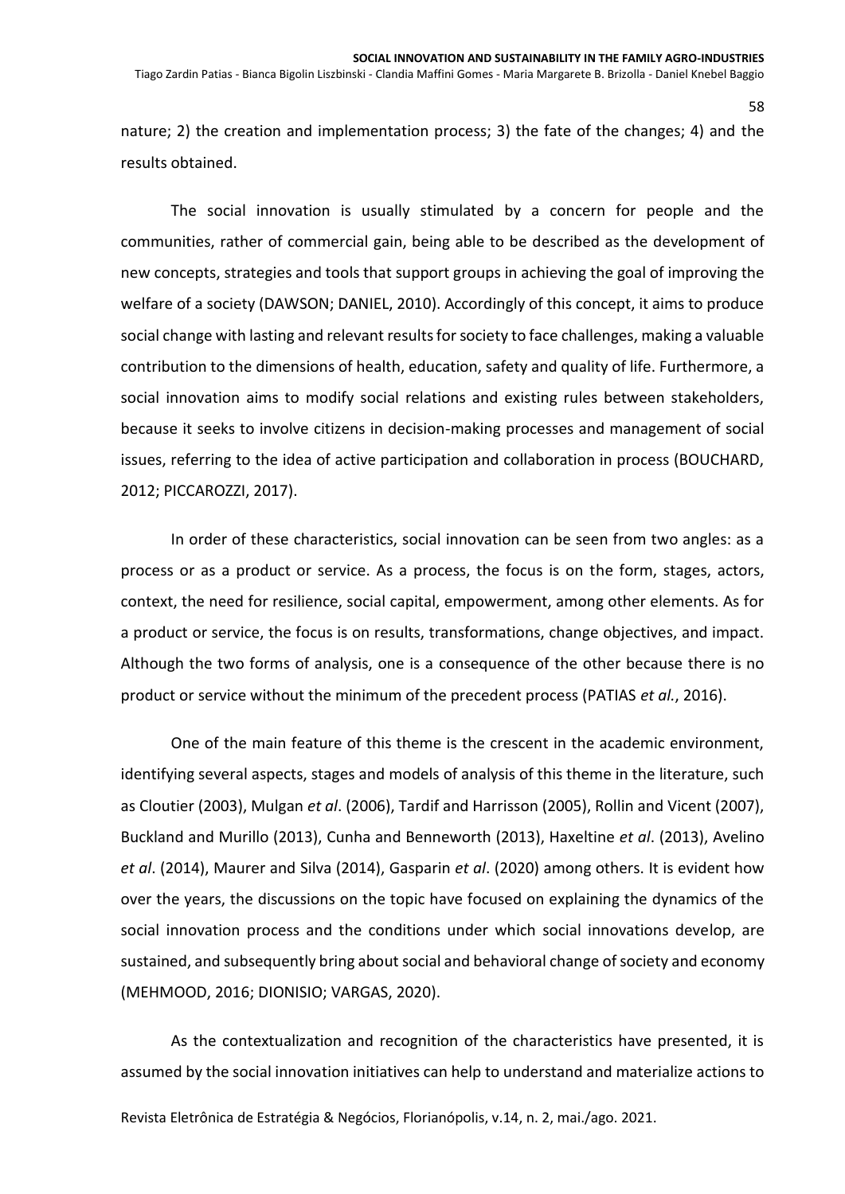nature; 2) the creation and implementation process; 3) the fate of the changes; 4) and the results obtained.

The social innovation is usually stimulated by a concern for people and the communities, rather of commercial gain, being able to be described as the development of new concepts, strategies and tools that support groups in achieving the goal of improving the welfare of a society (DAWSON; DANIEL, 2010). Accordingly of this concept, it aims to produce social change with lasting and relevant results for society to face challenges, making a valuable contribution to the dimensions of health, education, safety and quality of life. Furthermore, a social innovation aims to modify social relations and existing rules between stakeholders, because it seeks to involve citizens in decision-making processes and management of social issues, referring to the idea of active participation and collaboration in process (BOUCHARD, 2012; PICCAROZZI, 2017).

In order of these characteristics, social innovation can be seen from two angles: as a process or as a product or service. As a process, the focus is on the form, stages, actors, context, the need for resilience, social capital, empowerment, among other elements. As for a product or service, the focus is on results, transformations, change objectives, and impact. Although the two forms of analysis, one is a consequence of the other because there is no product or service without the minimum of the precedent process (PATIAS *et al.*, 2016).

One of the main feature of this theme is the crescent in the academic environment, identifying several aspects, stages and models of analysis of this theme in the literature, such as Cloutier (2003), Mulgan *et al*. (2006), Tardif and Harrisson (2005), Rollin and Vicent (2007), Buckland and Murillo (2013), Cunha and Benneworth (2013), Haxeltine *et al*. (2013), Avelino *et al*. (2014), Maurer and Silva (2014), Gasparin *et al*. (2020) among others. It is evident how over the years, the discussions on the topic have focused on explaining the dynamics of the social innovation process and the conditions under which social innovations develop, are sustained, and subsequently bring about social and behavioral change of society and economy (MEHMOOD, 2016; DIONISIO; VARGAS, 2020).

As the contextualization and recognition of the characteristics have presented, it is assumed by the social innovation initiatives can help to understand and materialize actions to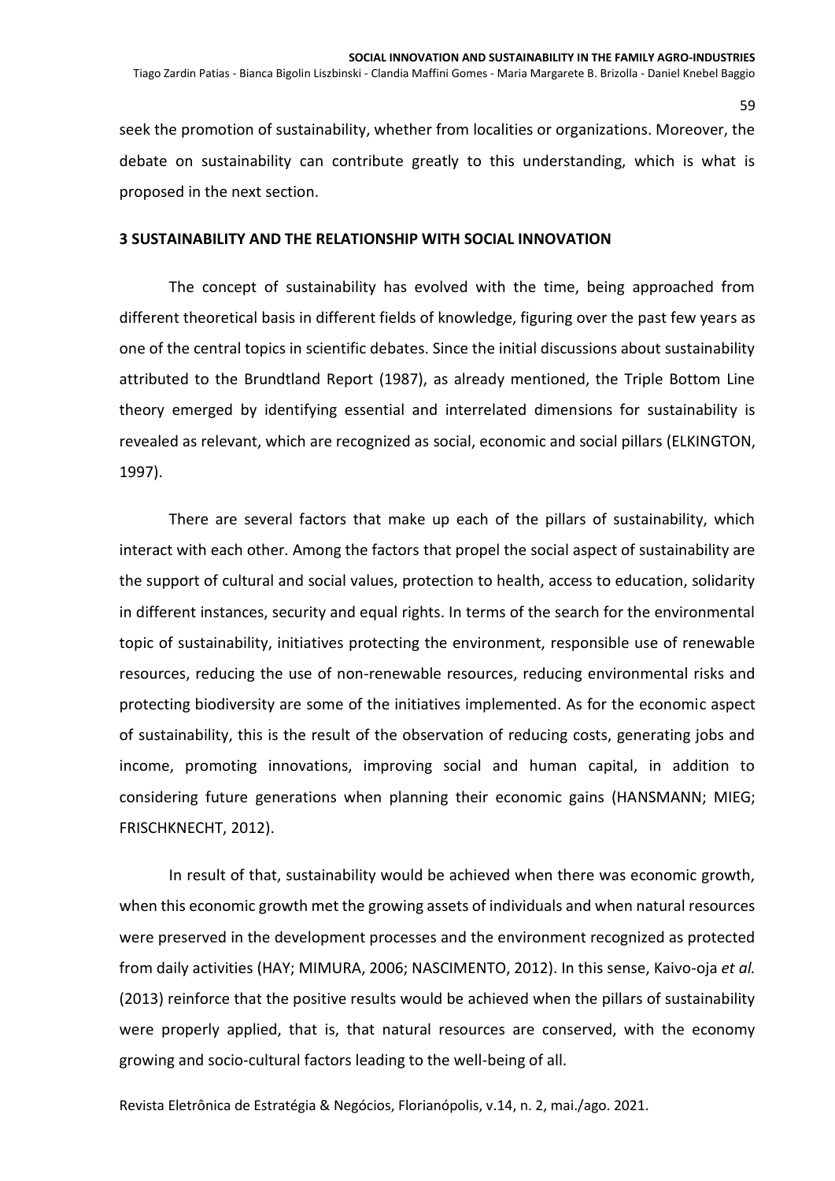seek the promotion of sustainability, whether from localities or organizations. Moreover, the debate on sustainability can contribute greatly to this understanding, which is what is proposed in the next section.

## 3 SUSTAINABILITY AND THE RELATIONSHIP WITH SOCIAL INNOVATION

The concept of sustainability has evolved with the time, being approached from different theoretical basis in different fields of knowledge, figuring over the past few years as one of the central topics in scientific debates. Since the initial discussions about sustainability attributed to the Brundtland Report (1987), as already mentioned, the Triple Bottom Line theory emerged by identifying essential and interrelated dimensions for sustainability is revealed as relevant, which are recognized as social, economic and social pillars (ELKINGTON, 1997).

There are several factors that make up each of the pillars of sustainability, which interact with each other. Among the factors that propel the social aspect of sustainability are the support of cultural and social values, protection to health, access to education, solidarity in different instances, security and equal rights. In terms of the search for the environmental topic of sustainability, initiatives protecting the environment, responsible use of renewable resources, reducing the use of non-renewable resources, reducing environmental risks and protecting biodiversity are some of the initiatives implemented. As for the economic aspect of sustainability, this is the result of the observation of reducing costs, generating jobs and income, promoting innovations, improving social and human capital, in addition to considering future generations when planning their economic gains (HANSMANN; MIEG; FRISCHKNECHT, 2012).

In result of that, sustainability would be achieved when there was economic growth, when this economic growth met the growing assets of individuals and when natural resources were preserved in the development processes and the environment recognized as protected from daily activities (HAY; MIMURA, 2006; NASCIMENTO, 2012). In this sense, Kaivo-oja *et al.* (2013) reinforce that the positive results would be achieved when the pillars of sustainability were properly applied, that is, that natural resources are conserved, with the economy growing and socio-cultural factors leading to the well-being of all.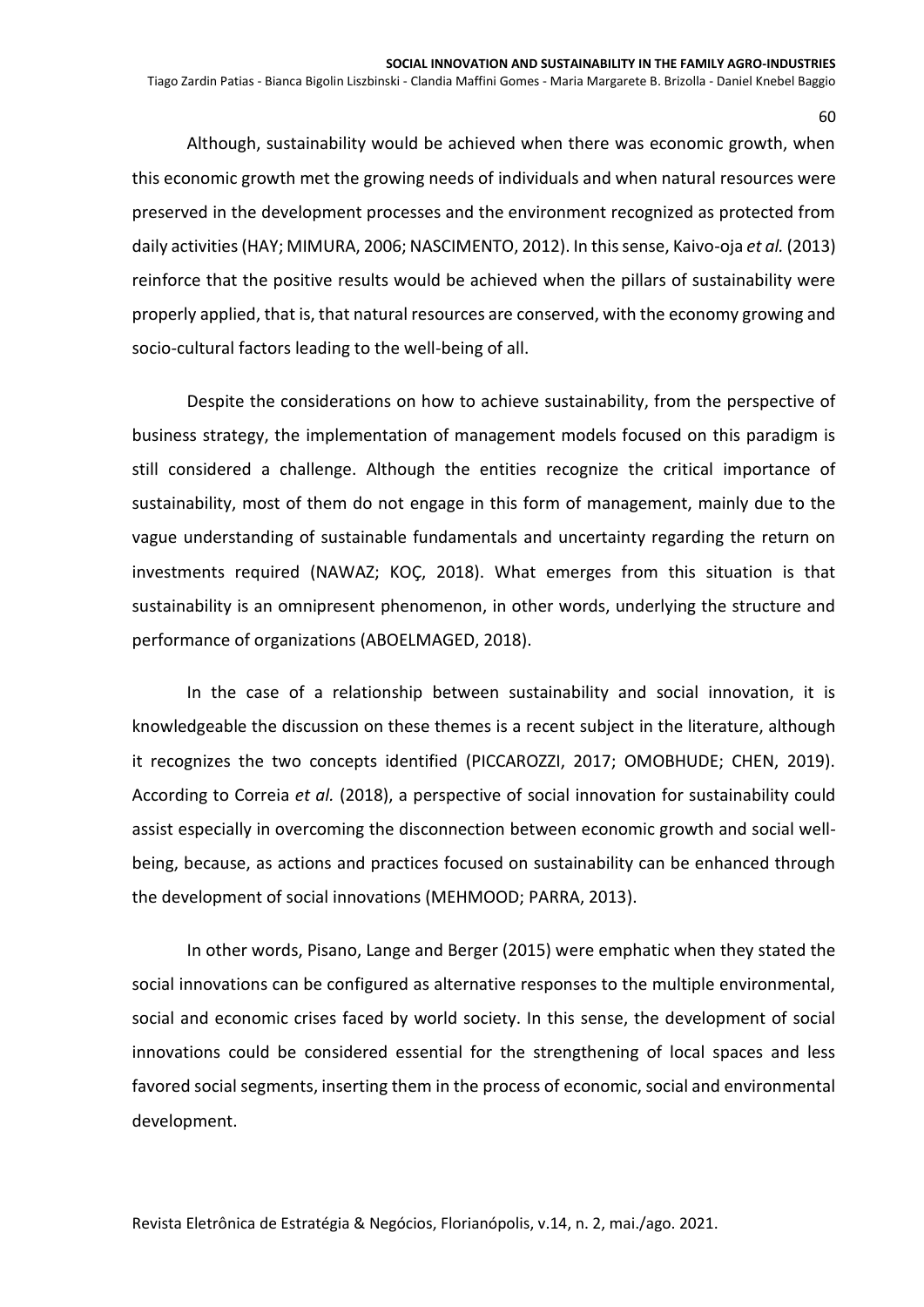Although, sustainability would be achieved when there was economic growth, when this economic growth met the growing needs of individuals and when natural resources were preserved in the development processes and the environment recognized as protected from daily activities (HAY; MIMURA, 2006; NASCIMENTO, 2012). In this sense, Kaivo-oja *et al.* (2013) reinforce that the positive results would be achieved when the pillars of sustainability were properly applied, that is, that natural resources are conserved, with the economy growing and socio-cultural factors leading to the well-being of all.

Despite the considerations on how to achieve sustainability, from the perspective of business strategy, the implementation of management models focused on this paradigm is still considered a challenge. Although the entities recognize the critical importance of sustainability, most of them do not engage in this form of management, mainly due to the vague understanding of sustainable fundamentals and uncertainty regarding the return on investments required (NAWAZ; KOÇ, 2018). What emerges from this situation is that sustainability is an omnipresent phenomenon, in other words, underlying the structure and performance of organizations (ABOELMAGED, 2018).

In the case of a relationship between sustainability and social innovation, it is knowledgeable the discussion on these themes is a recent subject in the literature, although it recognizes the two concepts identified (PICCAROZZI, 2017; OMOBHUDE; CHEN, 2019). According to Correia *et al.* (2018), a perspective of social innovation for sustainability could assist especially in overcoming the disconnection between economic growth and social well-being, because, as actions and practices focused on sustainability can be enhanced through the development of social innovations (MEHMOOD; PARRA, 2013).

In other words, Pisano, Lange and Berger (2015) were emphatic when they stated the social innovations can be configured as alternative responses to the multiple environmental, social and economic crises faced by world society. In this sense, the development of social innovations could be considered essential for the strengthening of local spaces and less favored social segments, inserting them in the process of economic, social and environmental development.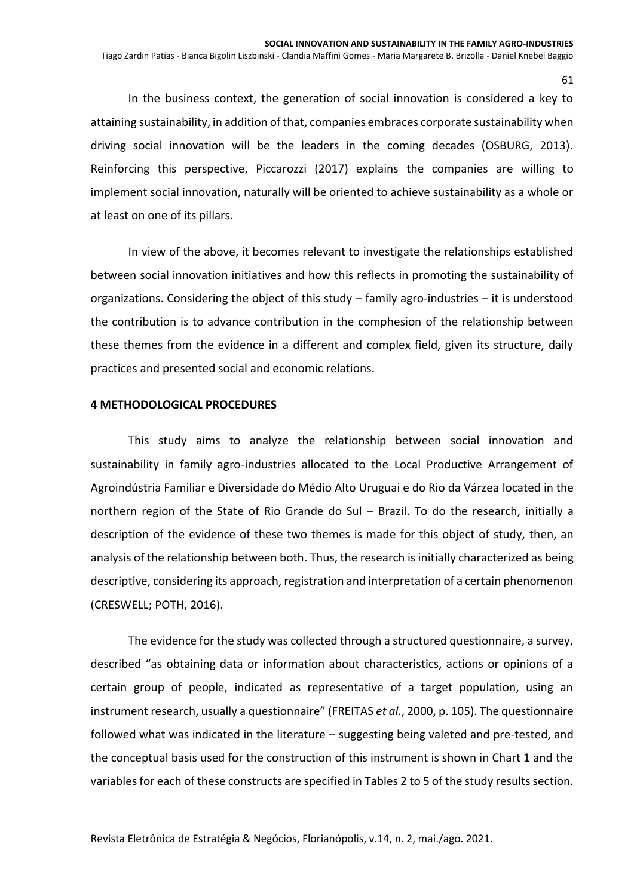In the business context, the generation of social innovation is considered a key to attaining sustainability, in addition of that, companies embraces corporate sustainability when driving social innovation will be the leaders in the coming decades (OSBURG, 2013). Reinforcing this perspective, Piccarozzi (2017) explains the companies are willing to implement social innovation, naturally will be oriented to achieve sustainability as a whole or at least on one of its pillars.

In view of the above, it becomes relevant to investigate the relationships established between social innovation initiatives and how this reflects in promoting the sustainability of organizations. Considering the object of this study – family agro-industries – it is understood the contribution is to advance contribution in the comphesion of the relationship between these themes from the evidence in a different and complex field, given its structure, daily practices and presented social and economic relations.

## 4 METHODOLOGICAL PROCEDURES

This study aims to analyze the relationship between social innovation and sustainability in family agro-industries allocated to the Local Productive Arrangement of Agroindústria Familiar e Diversidade do Médio Alto Uruguai e do Rio da Várzea located in the northern region of the State of Rio Grande do Sul – Brazil. To do the research, initially a description of the evidence of these two themes is made for this object of study, then, an analysis of the relationship between both. Thus, the research is initially characterized as being descriptive, considering its approach, registration and interpretation of a certain phenomenon (CRESWELL; POTH, 2016).

The evidence for the study was collected through a structured questionnaire, a survey, described "as obtaining data or information about characteristics, actions or opinions of a certain group of people, indicated as representative of a target population, using an instrument research, usually a questionnaire" (FREITAS *et al.*, 2000, p. 105). The questionnaire followed what was indicated in the literature – suggesting being valeted and pre-tested, and the conceptual basis used for the construction of this instrument is shown in Chart 1 and the variables for each of these constructs are specified in Tables 2 to 5 of the study results section.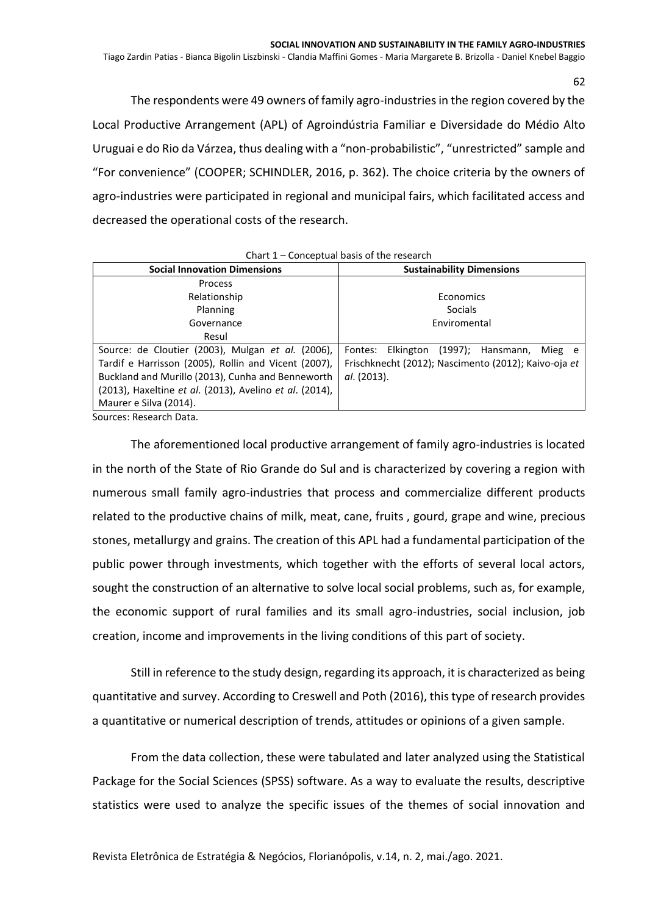The respondents were 49 owners of family agro-industries in the region covered by the Local Productive Arrangement (APL) of Agroindústria Familiar e Diversidade do Médio Alto Uruguai e do Rio da Várzea, thus dealing with a "non-probabilistic", "unrestricted" sample and "For convenience" (COOPER; SCHINDLER, 2016, p. 362). The choice criteria by the owners of agro-industries were participated in regional and municipal fairs, which facilitated access and decreased the operational costs of the research.

Chart 1 – Conceptual basis of the research

| Social Innovation Dimensions | Sustainability Dimensions |
|---|---|
| Process<br>Relationship<br>Planning<br>Governance<br>Resul | Economics<br>Socials<br>Enviromental |
| Source: de Cloutier (2003), Mulgan *et al.* (2006), Tardif e Harrisson (2005), Rollin and Vicent (2007), Buckland and Murillo (2013), Cunha and Benneworth (2013), Haxeltine *et al*. (2013), Avelino *et al*. (2014), Maurer e Silva (2014). | Fontes: Elkington (1997); Hansmann, Mieg e Frischknecht (2012); Nascimento (2012); Kaivo-oja *et al*. (2013). |

Sources: Research Data.

The aforementioned local productive arrangement of family agro-industries is located in the north of the State of Rio Grande do Sul and is characterized by covering a region with numerous small family agro-industries that process and commercialize different products related to the productive chains of milk, meat, cane, fruits , gourd, grape and wine, precious stones, metallurgy and grains. The creation of this APL had a fundamental participation of the public power through investments, which together with the efforts of several local actors, sought the construction of an alternative to solve local social problems, such as, for example, the economic support of rural families and its small agro-industries, social inclusion, job creation, income and improvements in the living conditions of this part of society.

Still in reference to the study design, regarding its approach, it is characterized as being quantitative and survey. According to Creswell and Poth (2016), this type of research provides a quantitative or numerical description of trends, attitudes or opinions of a given sample.

From the data collection, these were tabulated and later analyzed using the Statistical Package for the Social Sciences (SPSS) software. As a way to evaluate the results, descriptive statistics were used to analyze the specific issues of the themes of social innovation and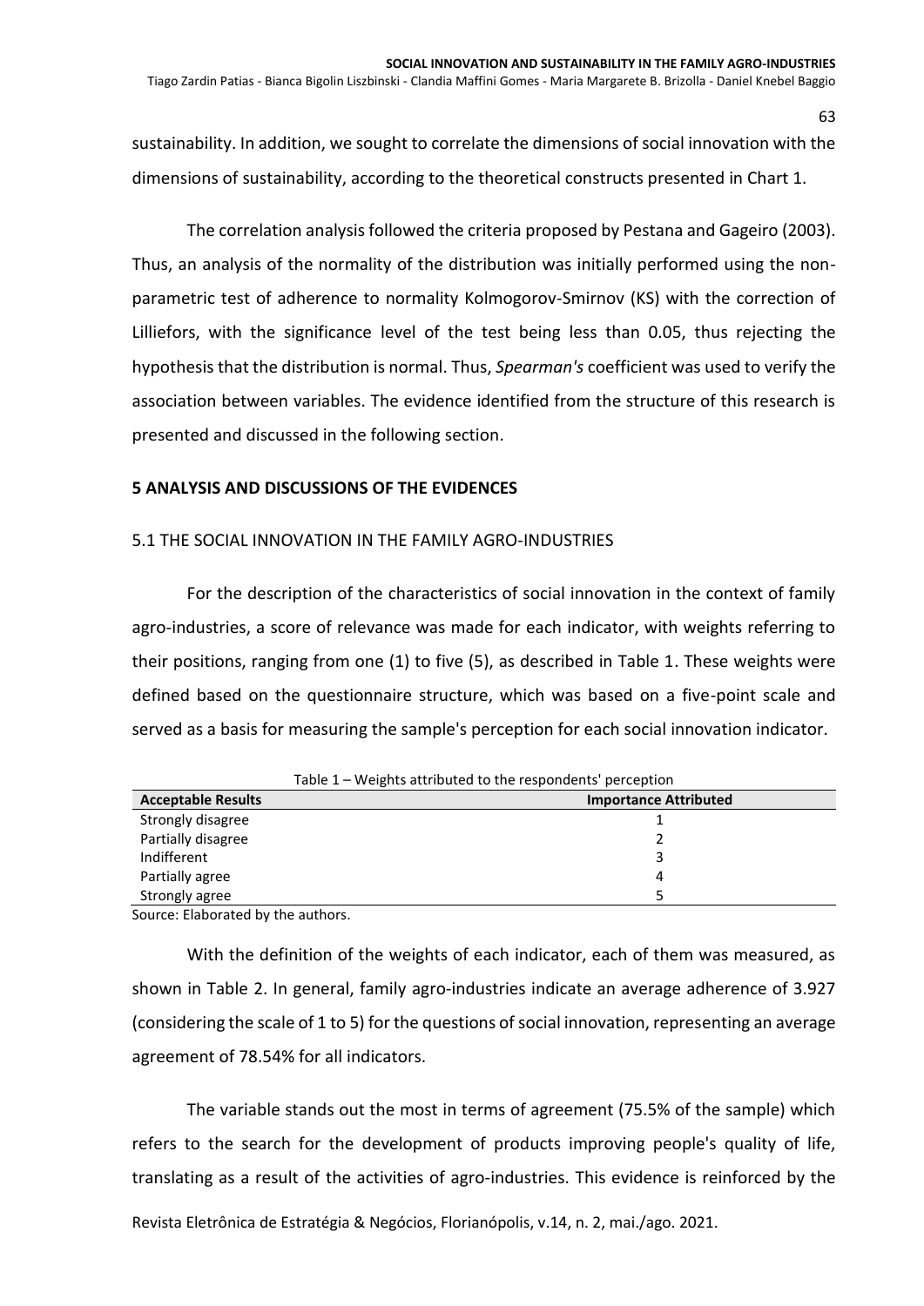sustainability. In addition, we sought to correlate the dimensions of social innovation with the dimensions of sustainability, according to the theoretical constructs presented in Chart 1.

The correlation analysis followed the criteria proposed by Pestana and Gageiro (2003). Thus, an analysis of the normality of the distribution was initially performed using the non-parametric test of adherence to normality Kolmogorov-Smirnov (KS) with the correction of Lilliefors, with the significance level of the test being less than 0.05, thus rejecting the hypothesis that the distribution is normal. Thus, *Spearman's* coefficient was used to verify the association between variables. The evidence identified from the structure of this research is presented and discussed in the following section.

## 5 ANALYSIS AND DISCUSSIONS OF THE EVIDENCES

### 5.1 THE SOCIAL INNOVATION IN THE FAMILY AGRO-INDUSTRIES

For the description of the characteristics of social innovation in the context of family agro-industries, a score of relevance was made for each indicator, with weights referring to their positions, ranging from one (1) to five (5), as described in Table 1. These weights were defined based on the questionnaire structure, which was based on a five-point scale and served as a basis for measuring the sample's perception for each social innovation indicator.

Table 1 – Weights attributed to the respondents' perception

| Acceptable Results | Importance Attributed |
|---|---|
| Strongly disagree | 1 |
| Partially disagree | 2 |
| Indifferent | 3 |
| Partially agree | 4 |
| Strongly agree | 5 |

Source: Elaborated by the authors.

With the definition of the weights of each indicator, each of them was measured, as shown in Table 2. In general, family agro-industries indicate an average adherence of 3.927 (considering the scale of 1 to 5) for the questions of social innovation, representing an average agreement of 78.54% for all indicators.

The variable stands out the most in terms of agreement (75.5% of the sample) which refers to the search for the development of products improving people's quality of life, translating as a result of the activities of agro-industries. This evidence is reinforced by the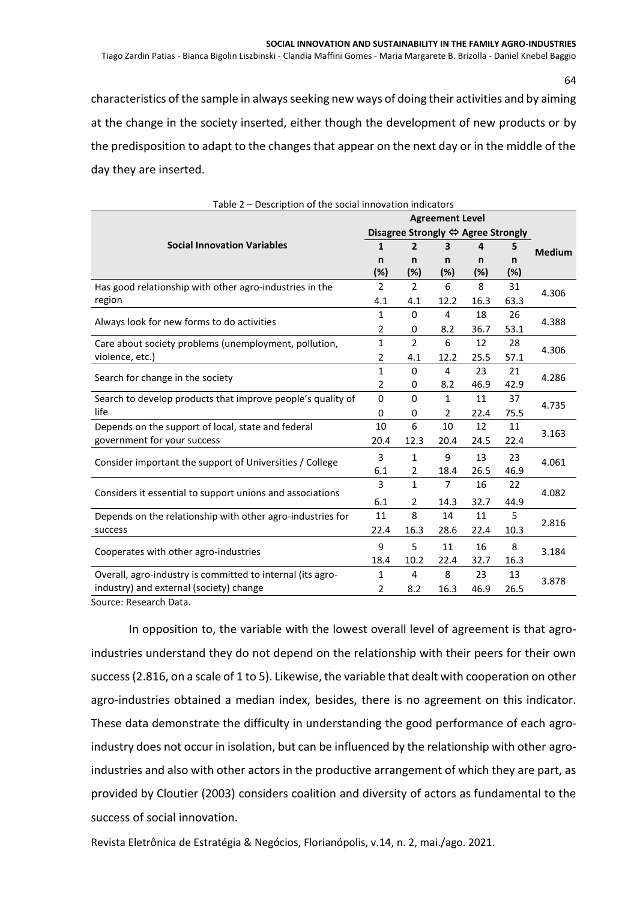characteristics of the sample in always seeking new ways of doing their activities and by aiming at the change in the society inserted, either though the development of new products or by the predisposition to adapt to the changes that appear on the next day or in the middle of the day they are inserted.

Table 2 – Description of the social innovation indicators

| Social Innovation Variables | Agreement Level Disagree Strongly ⇔ Agree Strongly | | | | | Medium |
|---|---|---|---|---|---|---|
| | 1 n (%) | 2 n (%) | 3 n (%) | 4 n (%) | 5 n (%) | |
| Has good relationship with other agro-industries in the region | 2<br>4.1 | 2<br>4.1 | 6<br>12.2 | 8<br>16.3 | 31<br>63.3 | 4.306 |
| Always look for new forms to do activities | 1<br>2 | 0<br>0 | 4<br>8.2 | 18<br>36.7 | 26<br>53.1 | 4.388 |
| Care about society problems (unemployment, pollution, violence, etc.) | 1<br>2 | 2<br>4.1 | 6<br>12.2 | 12<br>25.5 | 28<br>57.1 | 4.306 |
| Search for change in the society | 1<br>2 | 0<br>0 | 4<br>8.2 | 23<br>46.9 | 21<br>42.9 | 4.286 |
| Search to develop products that improve people's quality of life | 0<br>0 | 0<br>0 | 1<br>2 | 11<br>22.4 | 37<br>75.5 | 4.735 |
| Depends on the support of local, state and federal government for your success | 10<br>20.4 | 6<br>12.3 | 10<br>20.4 | 12<br>24.5 | 11<br>22.4 | 3.163 |
| Consider important the support of Universities / College | 3<br>6.1 | 1<br>2 | 9<br>18.4 | 13<br>26.5 | 23<br>46.9 | 4.061 |
| Considers it essential to support unions and associations | 3<br>6.1 | 1<br>2 | 7<br>14.3 | 16<br>32.7 | 22<br>44.9 | 4.082 |
| Depends on the relationship with other agro-industries for success | 11<br>22.4 | 8<br>16.3 | 14<br>28.6 | 11<br>22.4 | 5<br>10.3 | 2.816 |
| Cooperates with other agro-industries | 9<br>18.4 | 5<br>10.2 | 11<br>22.4 | 16<br>32.7 | 8<br>16.3 | 3.184 |
| Overall, agro-industry is committed to internal (its agro-industry) and external (society) change | 1<br>2 | 4<br>8.2 | 8<br>16.3 | 23<br>46.9 | 13<br>26.5 | 3.878 |

Source: Research Data.

In opposition to, the variable with the lowest overall level of agreement is that agro-industries understand they do not depend on the relationship with their peers for their own success (2.816, on a scale of 1 to 5). Likewise, the variable that dealt with cooperation on other agro-industries obtained a median index, besides, there is no agreement on this indicator. These data demonstrate the difficulty in understanding the good performance of each agro-industry does not occur in isolation, but can be influenced by the relationship with other agro-industries and also with other actors in the productive arrangement of which they are part, as provided by Cloutier (2003) considers coalition and diversity of actors as fundamental to the success of social innovation.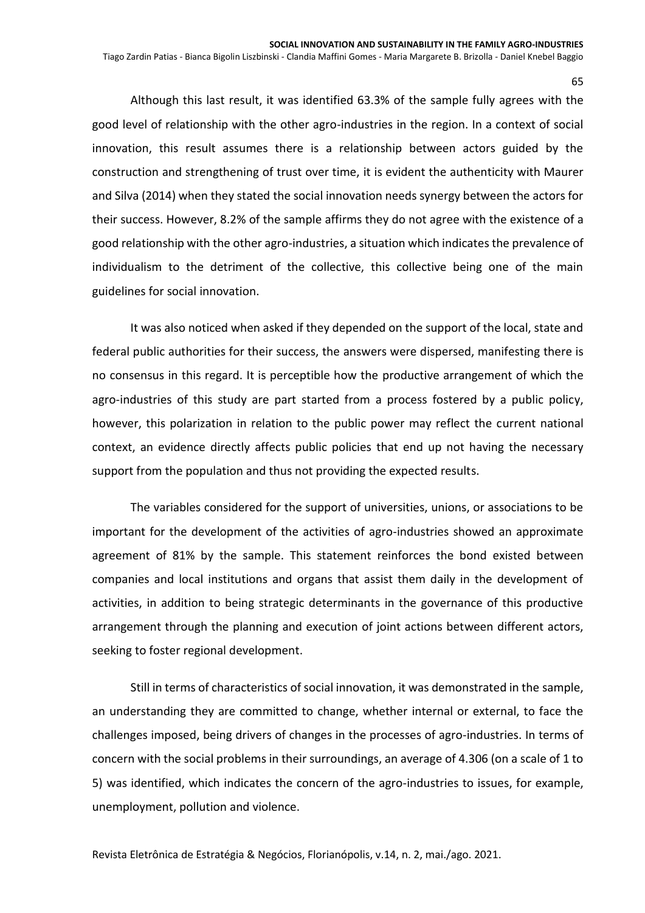Although this last result, it was identified 63.3% of the sample fully agrees with the good level of relationship with the other agro-industries in the region. In a context of social innovation, this result assumes there is a relationship between actors guided by the construction and strengthening of trust over time, it is evident the authenticity with Maurer and Silva (2014) when they stated the social innovation needs synergy between the actors for their success. However, 8.2% of the sample affirms they do not agree with the existence of a good relationship with the other agro-industries, a situation which indicates the prevalence of individualism to the detriment of the collective, this collective being one of the main guidelines for social innovation.

It was also noticed when asked if they depended on the support of the local, state and federal public authorities for their success, the answers were dispersed, manifesting there is no consensus in this regard. It is perceptible how the productive arrangement of which the agro-industries of this study are part started from a process fostered by a public policy, however, this polarization in relation to the public power may reflect the current national context, an evidence directly affects public policies that end up not having the necessary support from the population and thus not providing the expected results.

The variables considered for the support of universities, unions, or associations to be important for the development of the activities of agro-industries showed an approximate agreement of 81% by the sample. This statement reinforces the bond existed between companies and local institutions and organs that assist them daily in the development of activities, in addition to being strategic determinants in the governance of this productive arrangement through the planning and execution of joint actions between different actors, seeking to foster regional development.

Still in terms of characteristics of social innovation, it was demonstrated in the sample, an understanding they are committed to change, whether internal or external, to face the challenges imposed, being drivers of changes in the processes of agro-industries. In terms of concern with the social problems in their surroundings, an average of 4.306 (on a scale of 1 to 5) was identified, which indicates the concern of the agro-industries to issues, for example, unemployment, pollution and violence.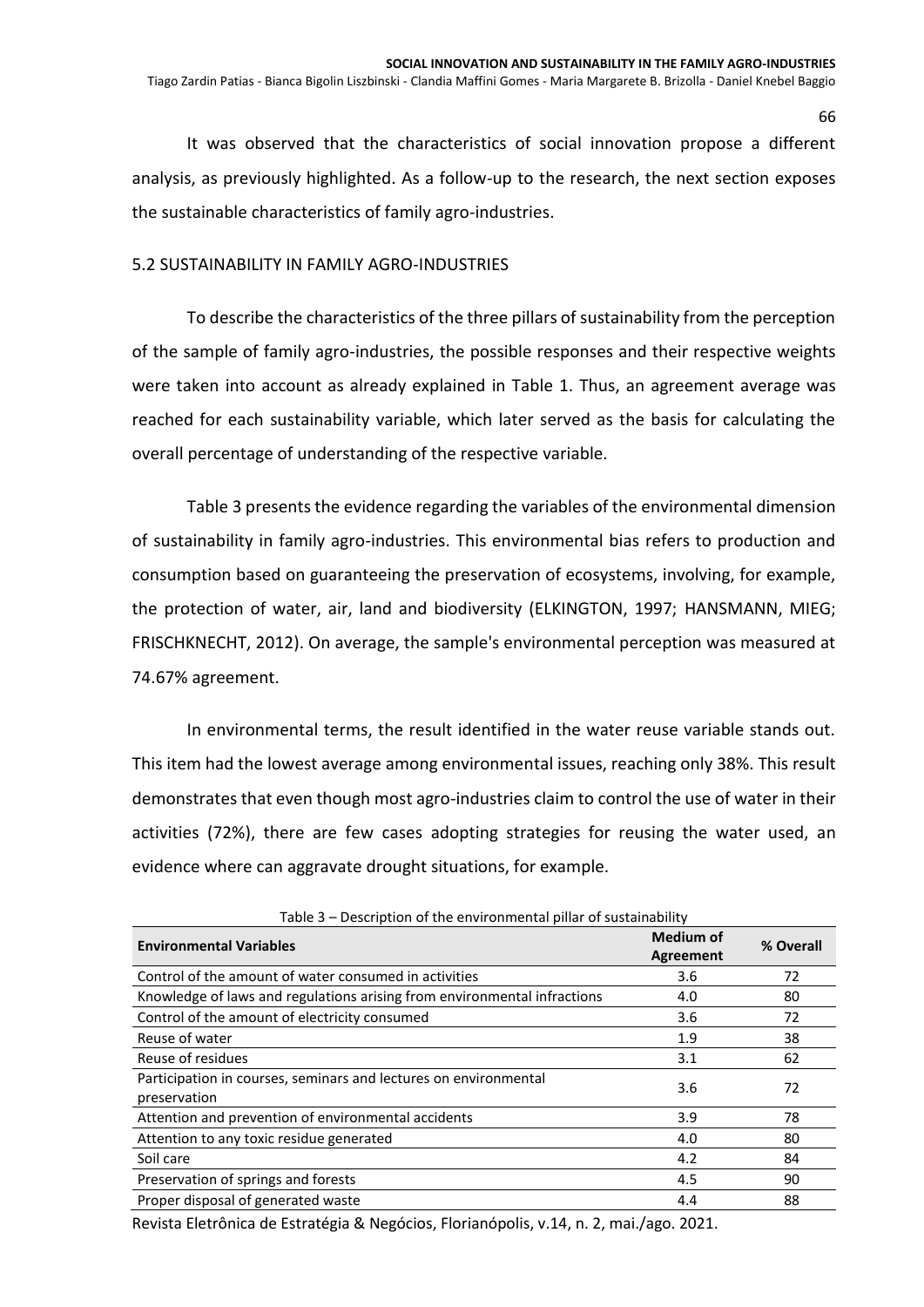It was observed that the characteristics of social innovation propose a different analysis, as previously highlighted. As a follow-up to the research, the next section exposes the sustainable characteristics of family agro-industries.

## 5.2 SUSTAINABILITY IN FAMILY AGRO-INDUSTRIES

To describe the characteristics of the three pillars of sustainability from the perception of the sample of family agro-industries, the possible responses and their respective weights were taken into account as already explained in Table 1. Thus, an agreement average was reached for each sustainability variable, which later served as the basis for calculating the overall percentage of understanding of the respective variable.

Table 3 presents the evidence regarding the variables of the environmental dimension of sustainability in family agro-industries. This environmental bias refers to production and consumption based on guaranteeing the preservation of ecosystems, involving, for example, the protection of water, air, land and biodiversity (ELKINGTON, 1997; HANSMANN, MIEG; FRISCHKNECHT, 2012). On average, the sample's environmental perception was measured at 74.67% agreement.

In environmental terms, the result identified in the water reuse variable stands out. This item had the lowest average among environmental issues, reaching only 38%. This result demonstrates that even though most agro-industries claim to control the use of water in their activities (72%), there are few cases adopting strategies for reusing the water used, an evidence where can aggravate drought situations, for example.

Table 3 – Description of the environmental pillar of sustainability

| Environmental Variables | Medium of Agreement | % Overall |
|---|---|---|
| Control of the amount of water consumed in activities | 3.6 | 72 |
| Knowledge of laws and regulations arising from environmental infractions | 4.0 | 80 |
| Control of the amount of electricity consumed | 3.6 | 72 |
| Reuse of water | 1.9 | 38 |
| Reuse of residues | 3.1 | 62 |
| Participation in courses, seminars and lectures on environmental preservation | 3.6 | 72 |
| Attention and prevention of environmental accidents | 3.9 | 78 |
| Attention to any toxic residue generated | 4.0 | 80 |
| Soil care | 4.2 | 84 |
| Preservation of springs and forests | 4.5 | 90 |
| Proper disposal of generated waste | 4.4 | 88 |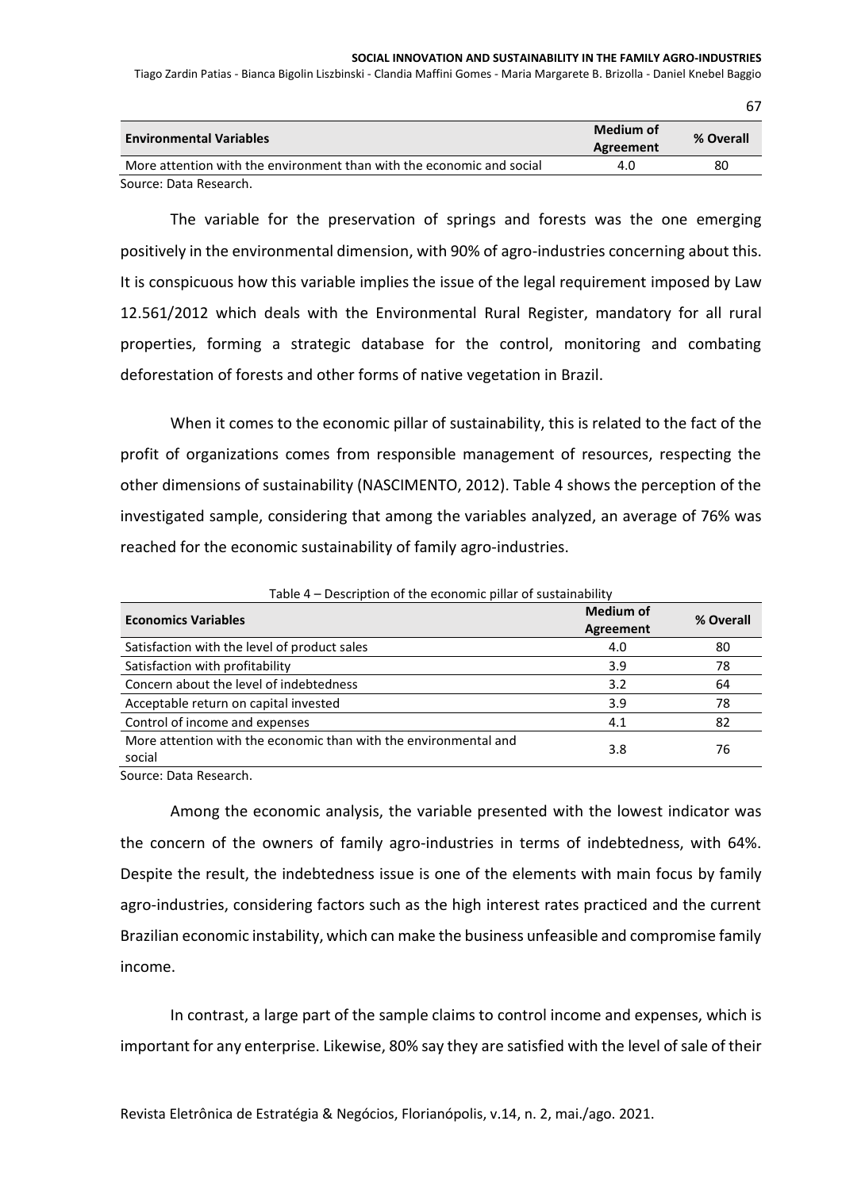| Environmental Variables | Medium of Agreement | % Overall |
|---|---|---|
| More attention with the environment than with the economic and social | 4.0 | 80 |

Source: Data Research.

The variable for the preservation of springs and forests was the one emerging positively in the environmental dimension, with 90% of agro-industries concerning about this. It is conspicuous how this variable implies the issue of the legal requirement imposed by Law 12.561/2012 which deals with the Environmental Rural Register, mandatory for all rural properties, forming a strategic database for the control, monitoring and combating deforestation of forests and other forms of native vegetation in Brazil.

When it comes to the economic pillar of sustainability, this is related to the fact of the profit of organizations comes from responsible management of resources, respecting the other dimensions of sustainability (NASCIMENTO, 2012). Table 4 shows the perception of the investigated sample, considering that among the variables analyzed, an average of 76% was reached for the economic sustainability of family agro-industries.

Table 4 – Description of the economic pillar of sustainability

| Economics Variables | Medium of Agreement | % Overall |
|---|---|---|
| Satisfaction with the level of product sales | 4.0 | 80 |
| Satisfaction with profitability | 3.9 | 78 |
| Concern about the level of indebtedness | 3.2 | 64 |
| Acceptable return on capital invested | 3.9 | 78 |
| Control of income and expenses | 4.1 | 82 |
| More attention with the economic than with the environmental and social | 3.8 | 76 |

Source: Data Research.

Among the economic analysis, the variable presented with the lowest indicator was the concern of the owners of family agro-industries in terms of indebtedness, with 64%. Despite the result, the indebtedness issue is one of the elements with main focus by family agro-industries, considering factors such as the high interest rates practiced and the current Brazilian economic instability, which can make the business unfeasible and compromise family income.

In contrast, a large part of the sample claims to control income and expenses, which is important for any enterprise. Likewise, 80% say they are satisfied with the level of sale of their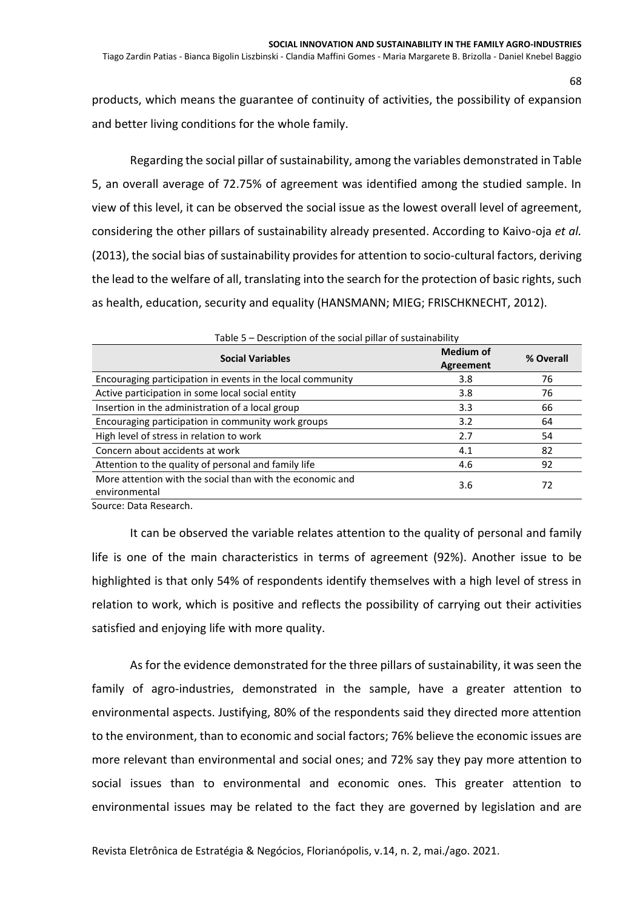products, which means the guarantee of continuity of activities, the possibility of expansion and better living conditions for the whole family.

Regarding the social pillar of sustainability, among the variables demonstrated in Table 5, an overall average of 72.75% of agreement was identified among the studied sample. In view of this level, it can be observed the social issue as the lowest overall level of agreement, considering the other pillars of sustainability already presented. According to Kaivo-oja *et al.* (2013), the social bias of sustainability provides for attention to socio-cultural factors, deriving the lead to the welfare of all, translating into the search for the protection of basic rights, such as health, education, security and equality (HANSMANN; MIEG; FRISCHKNECHT, 2012).

Table 5 – Description of the social pillar of sustainability

| Social Variables | Medium of Agreement | % Overall |
|---|---|---|
| Encouraging participation in events in the local community | 3.8 | 76 |
| Active participation in some local social entity | 3.8 | 76 |
| Insertion in the administration of a local group | 3.3 | 66 |
| Encouraging participation in community work groups | 3.2 | 64 |
| High level of stress in relation to work | 2.7 | 54 |
| Concern about accidents at work | 4.1 | 82 |
| Attention to the quality of personal and family life | 4.6 | 92 |
| More attention with the social than with the economic and environmental | 3.6 | 72 |

Source: Data Research.

It can be observed the variable relates attention to the quality of personal and family life is one of the main characteristics in terms of agreement (92%). Another issue to be highlighted is that only 54% of respondents identify themselves with a high level of stress in relation to work, which is positive and reflects the possibility of carrying out their activities satisfied and enjoying life with more quality.

As for the evidence demonstrated for the three pillars of sustainability, it was seen the family of agro-industries, demonstrated in the sample, have a greater attention to environmental aspects. Justifying, 80% of the respondents said they directed more attention to the environment, than to economic and social factors; 76% believe the economic issues are more relevant than environmental and social ones; and 72% say they pay more attention to social issues than to environmental and economic ones. This greater attention to environmental issues may be related to the fact they are governed by legislation and are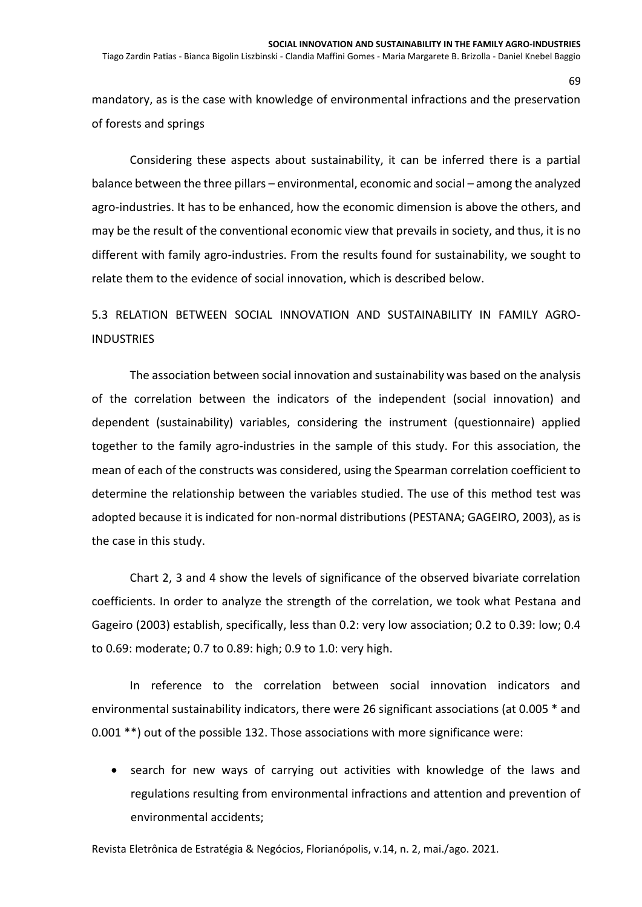mandatory, as is the case with knowledge of environmental infractions and the preservation of forests and springs

Considering these aspects about sustainability, it can be inferred there is a partial balance between the three pillars – environmental, economic and social – among the analyzed agro-industries. It has to be enhanced, how the economic dimension is above the others, and may be the result of the conventional economic view that prevails in society, and thus, it is no different with family agro-industries. From the results found for sustainability, we sought to relate them to the evidence of social innovation, which is described below.

## 5.3 RELATION BETWEEN SOCIAL INNOVATION AND SUSTAINABILITY IN FAMILY AGRO-INDUSTRIES

The association between social innovation and sustainability was based on the analysis of the correlation between the indicators of the independent (social innovation) and dependent (sustainability) variables, considering the instrument (questionnaire) applied together to the family agro-industries in the sample of this study. For this association, the mean of each of the constructs was considered, using the Spearman correlation coefficient to determine the relationship between the variables studied. The use of this method test was adopted because it is indicated for non-normal distributions (PESTANA; GAGEIRO, 2003), as is the case in this study.

Chart 2, 3 and 4 show the levels of significance of the observed bivariate correlation coefficients. In order to analyze the strength of the correlation, we took what Pestana and Gageiro (2003) establish, specifically, less than 0.2: very low association; 0.2 to 0.39: low; 0.4 to 0.69: moderate; 0.7 to 0.89: high; 0.9 to 1.0: very high.

In reference to the correlation between social innovation indicators and environmental sustainability indicators, there were 26 significant associations (at 0.005 * and 0.001 **) out of the possible 132. Those associations with more significance were:

- search for new ways of carrying out activities with knowledge of the laws and regulations resulting from environmental infractions and attention and prevention of environmental accidents;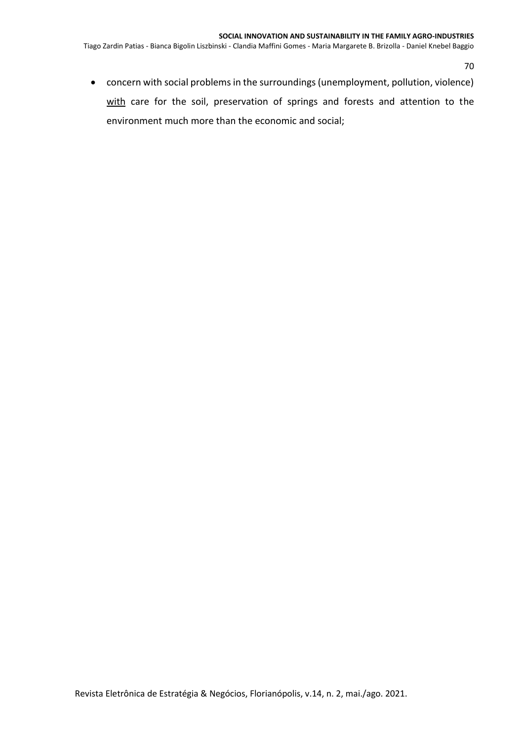- concern with social problems in the surroundings (unemployment, pollution, violence) <u>with</u> care for the soil, preservation of springs and forests and attention to the environment much more than the economic and social;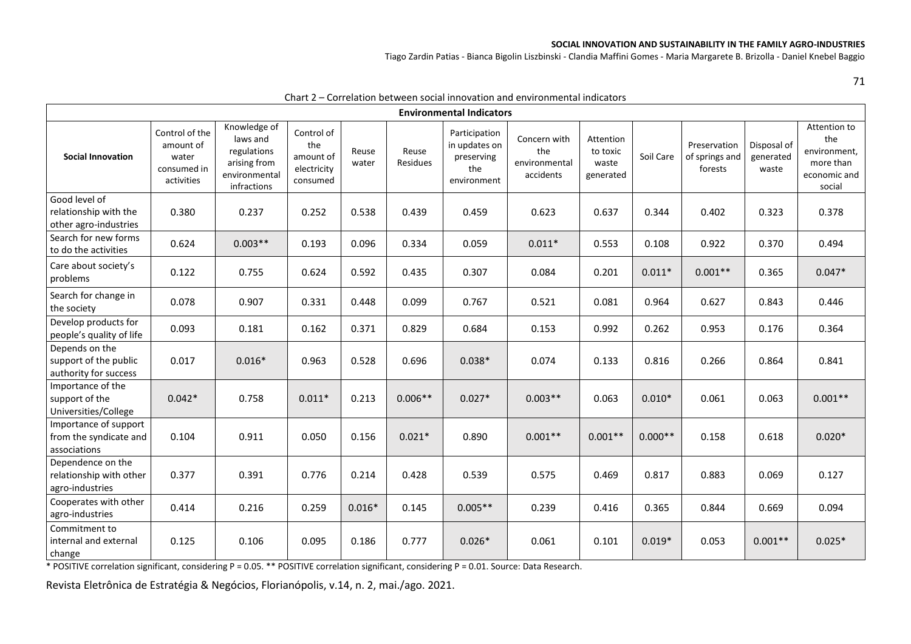Chart 2 – Correlation between social innovation and environmental indicators

| Social Innovation | Environmental Indicators | | | | | | | | | | | |
|---|---|---|---|---|---|---|---|---|---|---|---|---|
| | Control of the amount of water consumed in activities | Knowledge of laws and regulations arising from environmental infractions | Control of the amount of electricity consumed | Reuse water | Reuse Residues | Participation in updates on preserving the environment | Concern with the environmental accidents | Attention to toxic waste generated | Soil Care | Preservation of springs and forests | Disposal of generated waste | Attention to the environment, more than economic and social |
| Good level of relationship with the other agro-industries | 0.380 | 0.237 | 0.252 | 0.538 | 0.439 | 0.459 | 0.623 | 0.637 | 0.344 | 0.402 | 0.323 | 0.378 |
| Search for new forms to do the activities | 0.624 | 0.003** | 0.193 | 0.096 | 0.334 | 0.059 | 0.011* | 0.553 | 0.108 | 0.922 | 0.370 | 0.494 |
| Care about society's problems | 0.122 | 0.755 | 0.624 | 0.592 | 0.435 | 0.307 | 0.084 | 0.201 | 0.011* | 0.001** | 0.365 | 0.047* |
| Search for change in the society | 0.078 | 0.907 | 0.331 | 0.448 | 0.099 | 0.767 | 0.521 | 0.081 | 0.964 | 0.627 | 0.843 | 0.446 |
| Develop products for people's quality of life | 0.093 | 0.181 | 0.162 | 0.371 | 0.829 | 0.684 | 0.153 | 0.992 | 0.262 | 0.953 | 0.176 | 0.364 |
| Depends on the support of the public authority for success | 0.017 | 0.016* | 0.963 | 0.528 | 0.696 | 0.038* | 0.074 | 0.133 | 0.816 | 0.266 | 0.864 | 0.841 |
| Importance of the support of the Universities/College | 0.042* | 0.758 | 0.011* | 0.213 | 0.006** | 0.027* | 0.003** | 0.063 | 0.010* | 0.061 | 0.063 | 0.001** |
| Importance of support from the syndicate and associations | 0.104 | 0.911 | 0.050 | 0.156 | 0.021* | 0.890 | 0.001** | 0.001** | 0.000** | 0.158 | 0.618 | 0.020* |
| Dependence on the relationship with other agro-industries | 0.377 | 0.391 | 0.776 | 0.214 | 0.428 | 0.539 | 0.575 | 0.469 | 0.817 | 0.883 | 0.069 | 0.127 |
| Cooperates with other agro-industries | 0.414 | 0.216 | 0.259 | 0.016* | 0.145 | 0.005** | 0.239 | 0.416 | 0.365 | 0.844 | 0.669 | 0.094 |
| Commitment to internal and external change | 0.125 | 0.106 | 0.095 | 0.186 | 0.777 | 0.026* | 0.061 | 0.101 | 0.019* | 0.053 | 0.001** | 0.025* |

* POSITIVE correlation significant, considering P = 0.05. ** POSITIVE correlation significant, considering P = 0.01. Source: Data Research.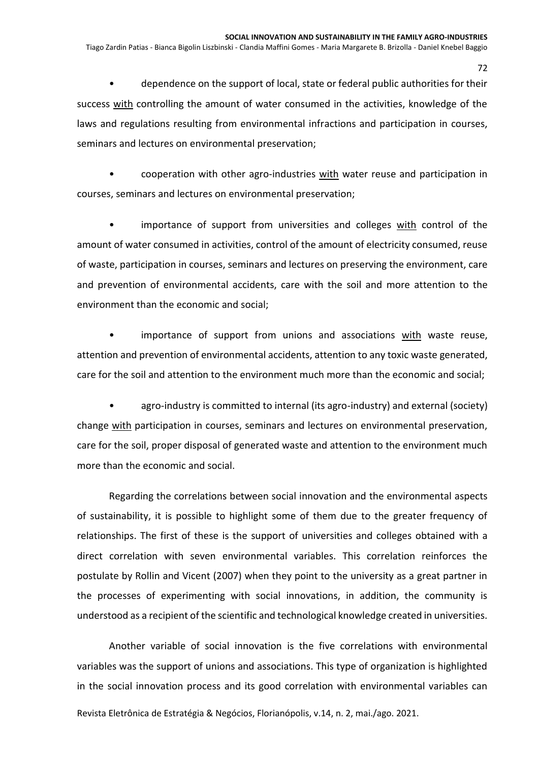- dependence on the support of local, state or federal public authorities for their success <u>with</u> controlling the amount of water consumed in the activities, knowledge of the laws and regulations resulting from environmental infractions and participation in courses, seminars and lectures on environmental preservation;

- cooperation with other agro-industries <u>with</u> water reuse and participation in courses, seminars and lectures on environmental preservation;

- importance of support from universities and colleges <u>with</u> control of the amount of water consumed in activities, control of the amount of electricity consumed, reuse of waste, participation in courses, seminars and lectures on preserving the environment, care and prevention of environmental accidents, care with the soil and more attention to the environment than the economic and social;

- importance of support from unions and associations <u>with</u> waste reuse, attention and prevention of environmental accidents, attention to any toxic waste generated, care for the soil and attention to the environment much more than the economic and social;

- agro-industry is committed to internal (its agro-industry) and external (society) change <u>with</u> participation in courses, seminars and lectures on environmental preservation, care for the soil, proper disposal of generated waste and attention to the environment much more than the economic and social.

Regarding the correlations between social innovation and the environmental aspects of sustainability, it is possible to highlight some of them due to the greater frequency of relationships. The first of these is the support of universities and colleges obtained with a direct correlation with seven environmental variables. This correlation reinforces the postulate by Rollin and Vicent (2007) when they point to the university as a great partner in the processes of experimenting with social innovations, in addition, the community is understood as a recipient of the scientific and technological knowledge created in universities.

Another variable of social innovation is the five correlations with environmental variables was the support of unions and associations. This type of organization is highlighted in the social innovation process and its good correlation with environmental variables can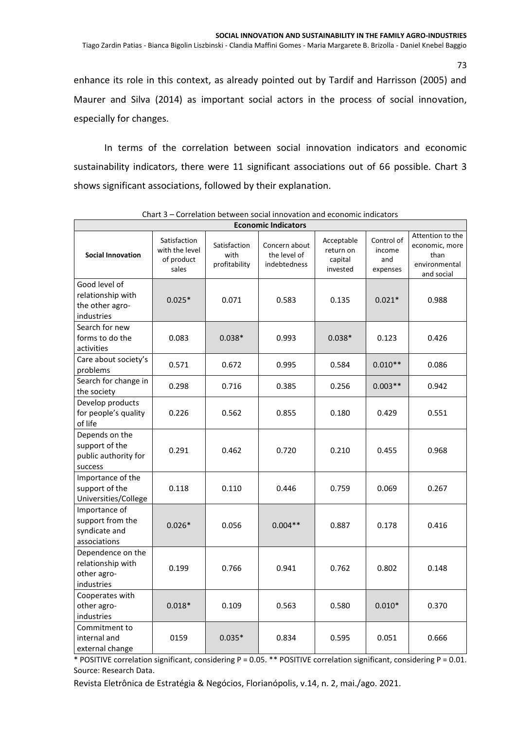enhance its role in this context, as already pointed out by Tardif and Harrisson (2005) and Maurer and Silva (2014) as important social actors in the process of social innovation, especially for changes.

In terms of the correlation between social innovation indicators and economic sustainability indicators, there were 11 significant associations out of 66 possible. Chart 3 shows significant associations, followed by their explanation.

Chart 3 – Correlation between social innovation and economic indicators

| | Economic Indicators | | | | | |
|---|---|---|---|---|---|---|
| **Social Innovation** | Satisfaction with the level of product sales | Satisfaction with profitability | Concern about the level of indebtedness | Acceptable return on capital invested | Control of income and expenses | Attention to the economic, more than environmental and social |
| Good level of relationship with the other agro-industries | 0.025* | 0.071 | 0.583 | 0.135 | 0.021* | 0.988 |
| Search for new forms to do the activities | 0.083 | 0.038* | 0.993 | 0.038* | 0.123 | 0.426 |
| Care about society's problems | 0.571 | 0.672 | 0.995 | 0.584 | 0.010** | 0.086 |
| Search for change in the society | 0.298 | 0.716 | 0.385 | 0.256 | 0.003** | 0.942 |
| Develop products for people's quality of life | 0.226 | 0.562 | 0.855 | 0.180 | 0.429 | 0.551 |
| Depends on the support of the public authority for success | 0.291 | 0.462 | 0.720 | 0.210 | 0.455 | 0.968 |
| Importance of the support of the Universities/College | 0.118 | 0.110 | 0.446 | 0.759 | 0.069 | 0.267 |
| Importance of support from the syndicate and associations | 0.026* | 0.056 | 0.004** | 0.887 | 0.178 | 0.416 |
| Dependence on the relationship with other agro-industries | 0.199 | 0.766 | 0.941 | 0.762 | 0.802 | 0.148 |
| Cooperates with other agro-industries | 0.018* | 0.109 | 0.563 | 0.580 | 0.010* | 0.370 |
| Commitment to internal and external change | 0159 | 0.035* | 0.834 | 0.595 | 0.051 | 0.666 |

\* POSITIVE correlation significant, considering P = 0.05. ** POSITIVE correlation significant, considering P = 0.01.
Source: Research Data.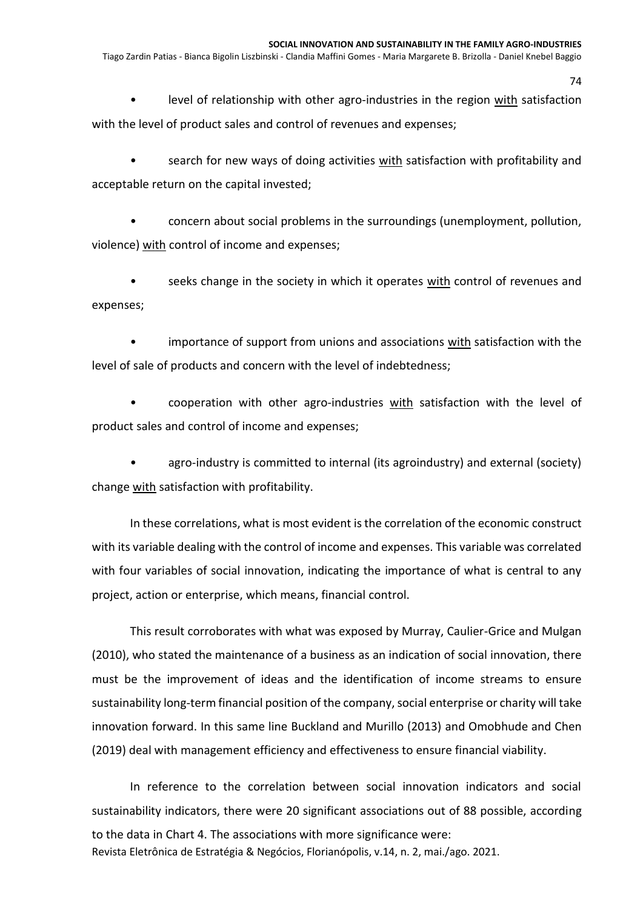- level of relationship with other agro-industries in the region <u>with</u> satisfaction with the level of product sales and control of revenues and expenses;

- search for new ways of doing activities <u>with</u> satisfaction with profitability and acceptable return on the capital invested;

- concern about social problems in the surroundings (unemployment, pollution, violence) <u>with</u> control of income and expenses;

- seeks change in the society in which it operates <u>with</u> control of revenues and expenses;

- importance of support from unions and associations <u>with</u> satisfaction with the level of sale of products and concern with the level of indebtedness;

- cooperation with other agro-industries <u>with</u> satisfaction with the level of product sales and control of income and expenses;

- agro-industry is committed to internal (its agroindustry) and external (society) change <u>with</u> satisfaction with profitability.

In these correlations, what is most evident is the correlation of the economic construct with its variable dealing with the control of income and expenses. This variable was correlated with four variables of social innovation, indicating the importance of what is central to any project, action or enterprise, which means, financial control.

This result corroborates with what was exposed by Murray, Caulier-Grice and Mulgan (2010), who stated the maintenance of a business as an indication of social innovation, there must be the improvement of ideas and the identification of income streams to ensure sustainability long-term financial position of the company, social enterprise or charity will take innovation forward. In this same line Buckland and Murillo (2013) and Omobhude and Chen (2019) deal with management efficiency and effectiveness to ensure financial viability.

In reference to the correlation between social innovation indicators and social sustainability indicators, there were 20 significant associations out of 88 possible, according to the data in Chart 4. The associations with more significance were: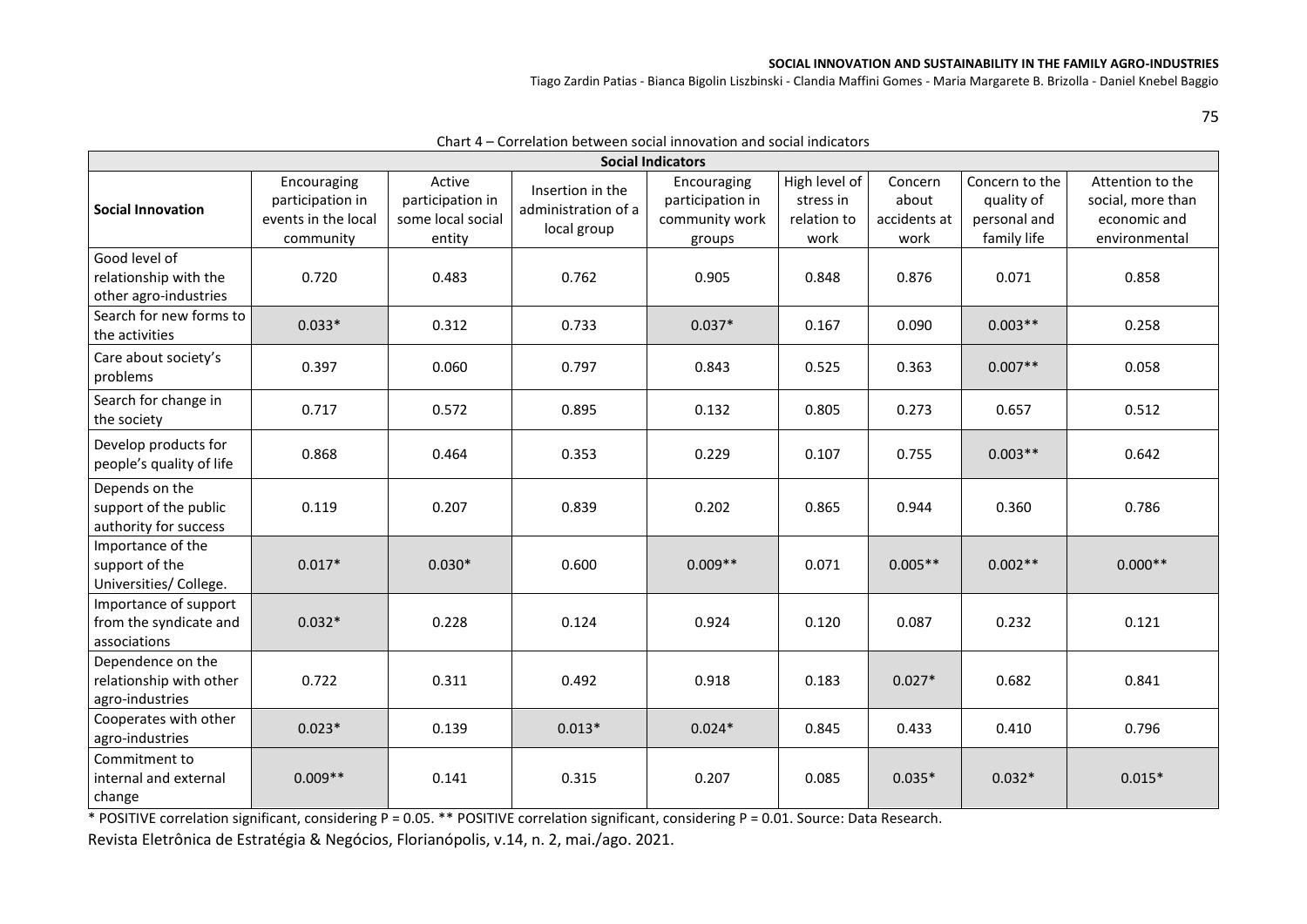Chart 4 – Correlation between social innovation and social indicators

| Social Innovation | Social Indicators | | | | | | | |
|---|---|---|---|---|---|---|---|---|
| | Encouraging participation in events in the local community | Active participation in some local social entity | Insertion in the administration of a local group | Encouraging participation in community work groups | High level of stress in relation to work | Concern about accidents at work | Concern to the quality of personal and family life | Attention to the social, more than economic and environmental |
| Good level of relationship with the other agro-industries | 0.720 | 0.483 | 0.762 | 0.905 | 0.848 | 0.876 | 0.071 | 0.858 |
| Search for new forms to the activities | 0.033* | 0.312 | 0.733 | 0.037* | 0.167 | 0.090 | 0.003** | 0.258 |
| Care about society's problems | 0.397 | 0.060 | 0.797 | 0.843 | 0.525 | 0.363 | 0.007** | 0.058 |
| Search for change in the society | 0.717 | 0.572 | 0.895 | 0.132 | 0.805 | 0.273 | 0.657 | 0.512 |
| Develop products for people's quality of life | 0.868 | 0.464 | 0.353 | 0.229 | 0.107 | 0.755 | 0.003** | 0.642 |
| Depends on the support of the public authority for success | 0.119 | 0.207 | 0.839 | 0.202 | 0.865 | 0.944 | 0.360 | 0.786 |
| Importance of the support of the Universities/ College. | 0.017* | 0.030* | 0.600 | 0.009** | 0.071 | 0.005** | 0.002** | 0.000** |
| Importance of support from the syndicate and associations | 0.032* | 0.228 | 0.124 | 0.924 | 0.120 | 0.087 | 0.232 | 0.121 |
| Dependence on the relationship with other agro-industries | 0.722 | 0.311 | 0.492 | 0.918 | 0.183 | 0.027* | 0.682 | 0.841 |
| Cooperates with other agro-industries | 0.023* | 0.139 | 0.013* | 0.024* | 0.845 | 0.433 | 0.410 | 0.796 |
| Commitment to internal and external change | 0.009** | 0.141 | 0.315 | 0.207 | 0.085 | 0.035* | 0.032* | 0.015* |

* POSITIVE correlation significant, considering P = 0.05. ** POSITIVE correlation significant, considering P = 0.01. Source: Data Research.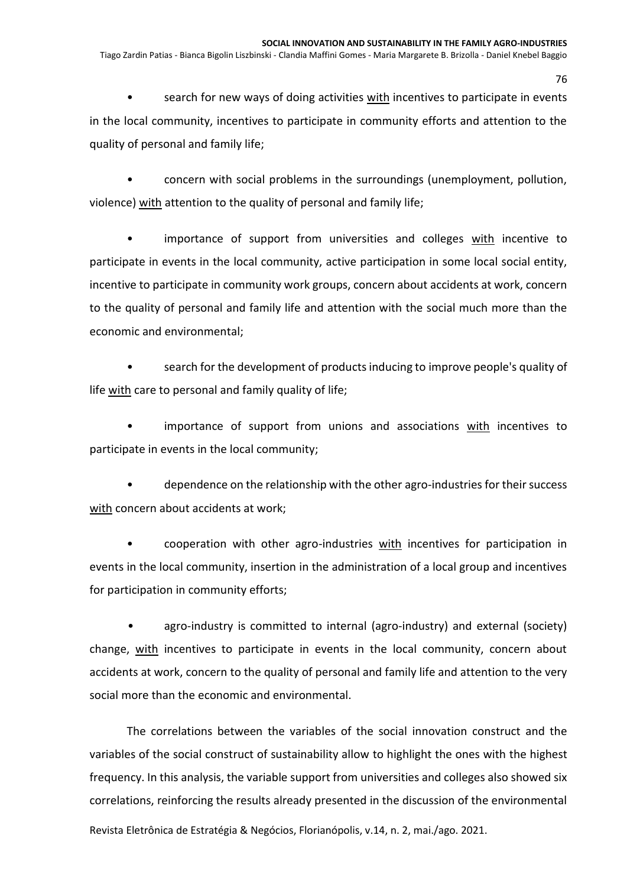- search for new ways of doing activities <u>with</u> incentives to participate in events in the local community, incentives to participate in community efforts and attention to the quality of personal and family life;

- concern with social problems in the surroundings (unemployment, pollution, violence) <u>with</u> attention to the quality of personal and family life;

- importance of support from universities and colleges <u>with</u> incentive to participate in events in the local community, active participation in some local social entity, incentive to participate in community work groups, concern about accidents at work, concern to the quality of personal and family life and attention with the social much more than the economic and environmental;

- search for the development of products inducing to improve people's quality of life <u>with</u> care to personal and family quality of life;

- importance of support from unions and associations <u>with</u> incentives to participate in events in the local community;

- dependence on the relationship with the other agro-industries for their success <u>with</u> concern about accidents at work;

- cooperation with other agro-industries <u>with</u> incentives for participation in events in the local community, insertion in the administration of a local group and incentives for participation in community efforts;

- agro-industry is committed to internal (agro-industry) and external (society) change, <u>with</u> incentives to participate in events in the local community, concern about accidents at work, concern to the quality of personal and family life and attention to the very social more than the economic and environmental.

The correlations between the variables of the social innovation construct and the variables of the social construct of sustainability allow to highlight the ones with the highest frequency. In this analysis, the variable support from universities and colleges also showed six correlations, reinforcing the results already presented in the discussion of the environmental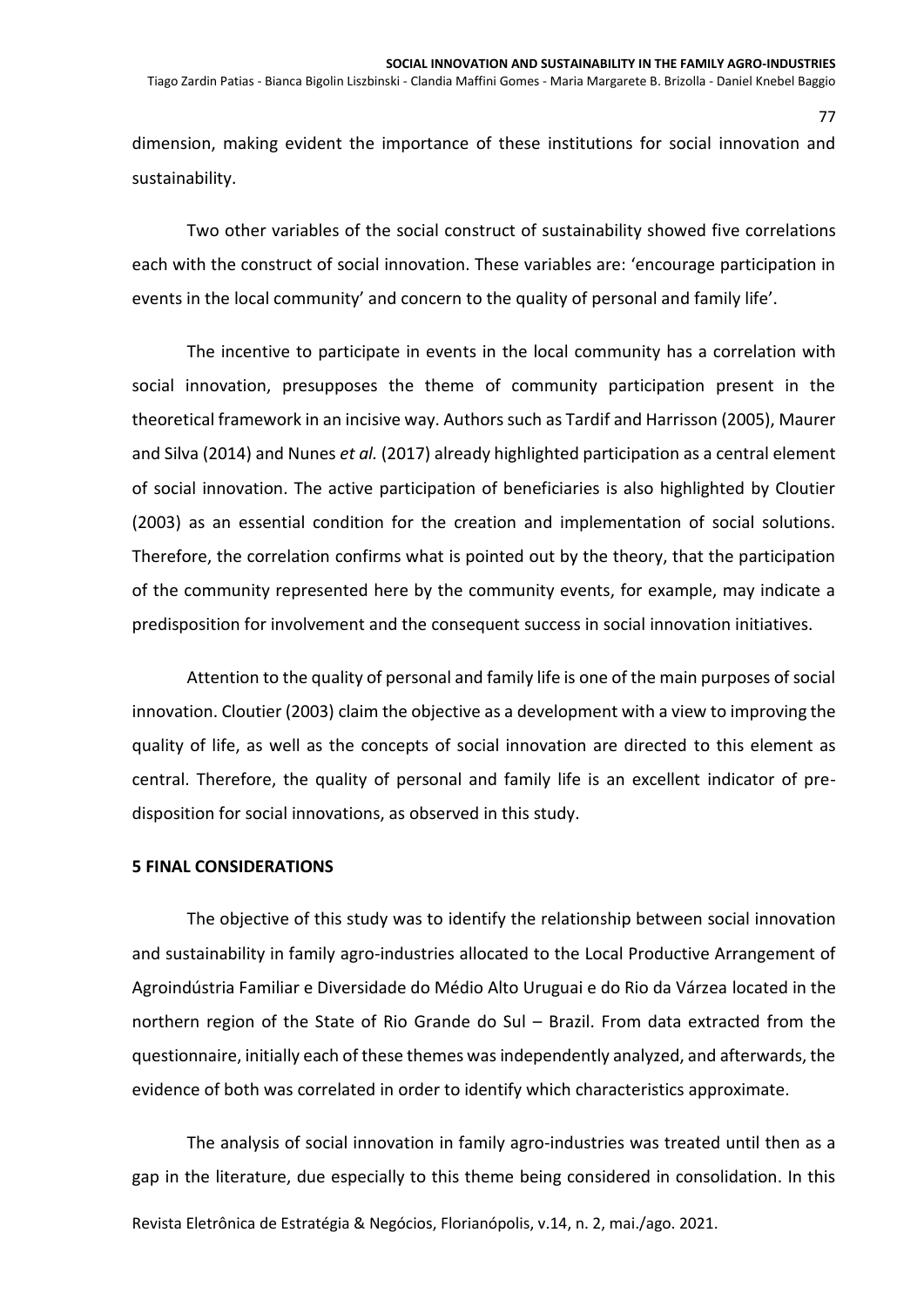dimension, making evident the importance of these institutions for social innovation and sustainability.

Two other variables of the social construct of sustainability showed five correlations each with the construct of social innovation. These variables are: 'encourage participation in events in the local community' and concern to the quality of personal and family life'.

The incentive to participate in events in the local community has a correlation with social innovation, presupposes the theme of community participation present in the theoretical framework in an incisive way. Authors such as Tardif and Harrisson (2005), Maurer and Silva (2014) and Nunes *et al.* (2017) already highlighted participation as a central element of social innovation. The active participation of beneficiaries is also highlighted by Cloutier (2003) as an essential condition for the creation and implementation of social solutions. Therefore, the correlation confirms what is pointed out by the theory, that the participation of the community represented here by the community events, for example, may indicate a predisposition for involvement and the consequent success in social innovation initiatives.

Attention to the quality of personal and family life is one of the main purposes of social innovation. Cloutier (2003) claim the objective as a development with a view to improving the quality of life, as well as the concepts of social innovation are directed to this element as central. Therefore, the quality of personal and family life is an excellent indicator of pre-disposition for social innovations, as observed in this study.

## 5 FINAL CONSIDERATIONS

The objective of this study was to identify the relationship between social innovation and sustainability in family agro-industries allocated to the Local Productive Arrangement of Agroindústria Familiar e Diversidade do Médio Alto Uruguai e do Rio da Várzea located in the northern region of the State of Rio Grande do Sul – Brazil. From data extracted from the questionnaire, initially each of these themes was independently analyzed, and afterwards, the evidence of both was correlated in order to identify which characteristics approximate.

The analysis of social innovation in family agro-industries was treated until then as a gap in the literature, due especially to this theme being considered in consolidation. In this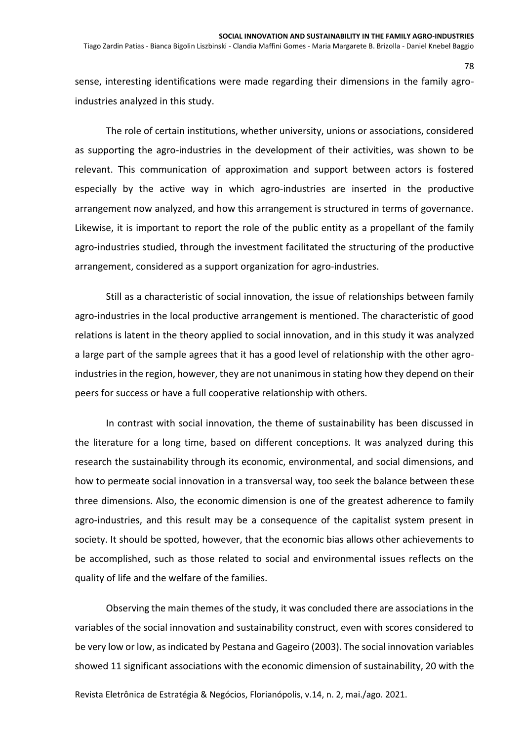sense, interesting identifications were made regarding their dimensions in the family agro-industries analyzed in this study.

The role of certain institutions, whether university, unions or associations, considered as supporting the agro-industries in the development of their activities, was shown to be relevant. This communication of approximation and support between actors is fostered especially by the active way in which agro-industries are inserted in the productive arrangement now analyzed, and how this arrangement is structured in terms of governance. Likewise, it is important to report the role of the public entity as a propellant of the family agro-industries studied, through the investment facilitated the structuring of the productive arrangement, considered as a support organization for agro-industries.

Still as a characteristic of social innovation, the issue of relationships between family agro-industries in the local productive arrangement is mentioned. The characteristic of good relations is latent in the theory applied to social innovation, and in this study it was analyzed a large part of the sample agrees that it has a good level of relationship with the other agro-industries in the region, however, they are not unanimous in stating how they depend on their peers for success or have a full cooperative relationship with others.

In contrast with social innovation, the theme of sustainability has been discussed in the literature for a long time, based on different conceptions. It was analyzed during this research the sustainability through its economic, environmental, and social dimensions, and how to permeate social innovation in a transversal way, too seek the balance between these three dimensions. Also, the economic dimension is one of the greatest adherence to family agro-industries, and this result may be a consequence of the capitalist system present in society. It should be spotted, however, that the economic bias allows other achievements to be accomplished, such as those related to social and environmental issues reflects on the quality of life and the welfare of the families.

Observing the main themes of the study, it was concluded there are associations in the variables of the social innovation and sustainability construct, even with scores considered to be very low or low, as indicated by Pestana and Gageiro (2003). The social innovation variables showed 11 significant associations with the economic dimension of sustainability, 20 with the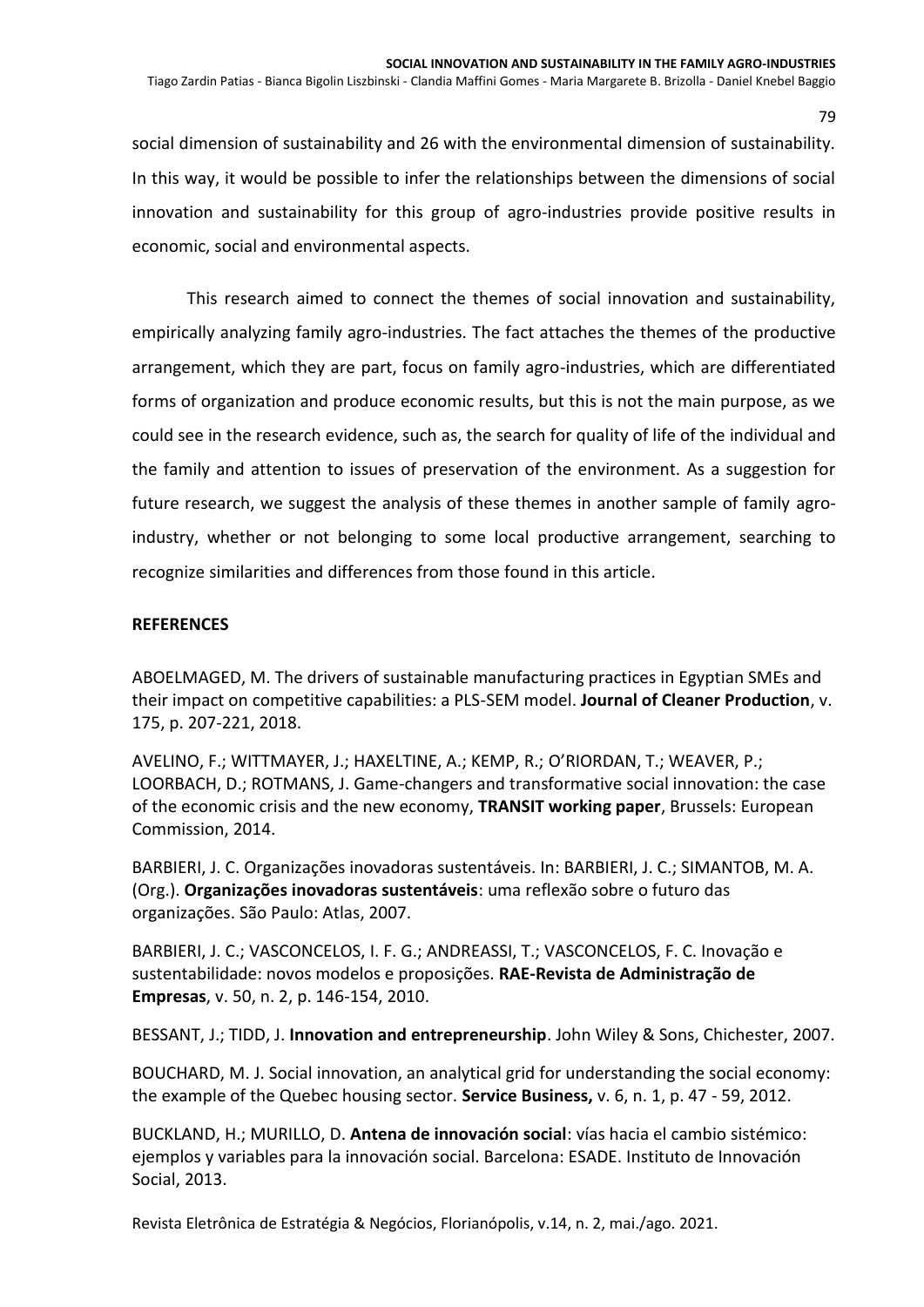social dimension of sustainability and 26 with the environmental dimension of sustainability. In this way, it would be possible to infer the relationships between the dimensions of social innovation and sustainability for this group of agro-industries provide positive results in economic, social and environmental aspects.

This research aimed to connect the themes of social innovation and sustainability, empirically analyzing family agro-industries. The fact attaches the themes of the productive arrangement, which they are part, focus on family agro-industries, which are differentiated forms of organization and produce economic results, but this is not the main purpose, as we could see in the research evidence, such as, the search for quality of life of the individual and the family and attention to issues of preservation of the environment. As a suggestion for future research, we suggest the analysis of these themes in another sample of family agro-industry, whether or not belonging to some local productive arrangement, searching to recognize similarities and differences from those found in this article.

## REFERENCES

ABOELMAGED, M. The drivers of sustainable manufacturing practices in Egyptian SMEs and their impact on competitive capabilities: a PLS-SEM model. **Journal of Cleaner Production**, v. 175, p. 207-221, 2018.

AVELINO, F.; WITTMAYER, J.; HAXELTINE, A.; KEMP, R.; O'RIORDAN, T.; WEAVER, P.; LOORBACH, D.; ROTMANS, J. Game-changers and transformative social innovation: the case of the economic crisis and the new economy, **TRANSIT working paper**, Brussels: European Commission, 2014.

BARBIERI, J. C. Organizações inovadoras sustentáveis. In: BARBIERI, J. C.; SIMANTOB, M. A. (Org.). **Organizações inovadoras sustentáveis**: uma reflexão sobre o futuro das organizações. São Paulo: Atlas, 2007.

BARBIERI, J. C.; VASCONCELOS, I. F. G.; ANDREASSI, T.; VASCONCELOS, F. C. Inovação e sustentabilidade: novos modelos e proposições. **RAE-Revista de Administração de Empresas**, v. 50, n. 2, p. 146-154, 2010.

BESSANT, J.; TIDD, J. **Innovation and entrepreneurship**. John Wiley & Sons, Chichester, 2007.

BOUCHARD, M. J. Social innovation, an analytical grid for understanding the social economy: the example of the Quebec housing sector. **Service Business,** v. 6, n. 1, p. 47 - 59, 2012.

BUCKLAND, H.; MURILLO, D. **Antena de innovación social**: vías hacia el cambio sistémico: ejemplos y variables para la innovación social. Barcelona: ESADE. Instituto de Innovación Social, 2013.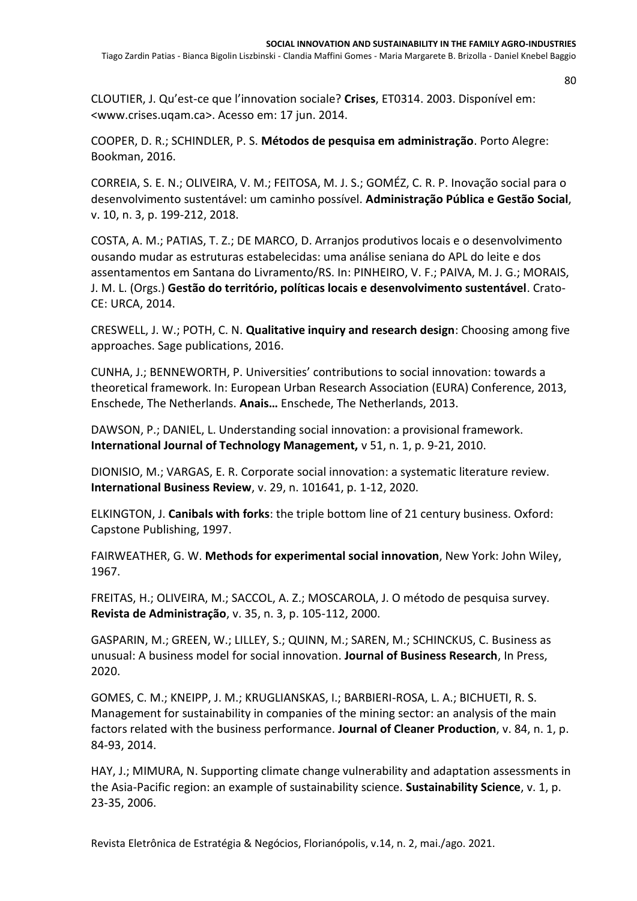CLOUTIER, J. Qu'est-ce que l'innovation sociale? **Crises**, ET0314. 2003. Disponível em: <www.crises.uqam.ca>. Acesso em: 17 jun. 2014.

COOPER, D. R.; SCHINDLER, P. S. **Métodos de pesquisa em administração**. Porto Alegre: Bookman, 2016.

CORREIA, S. E. N.; OLIVEIRA, V. M.; FEITOSA, M. J. S.; GOMÉZ, C. R. P. Inovação social para o desenvolvimento sustentável: um caminho possível. **Administração Pública e Gestão Social**, v. 10, n. 3, p. 199-212, 2018.

COSTA, A. M.; PATIAS, T. Z.; DE MARCO, D. Arranjos produtivos locais e o desenvolvimento ousando mudar as estruturas estabelecidas: uma análise seniana do APL do leite e dos assentamentos em Santana do Livramento/RS. In: PINHEIRO, V. F.; PAIVA, M. J. G.; MORAIS, J. M. L. (Orgs.) **Gestão do território, políticas locais e desenvolvimento sustentável**. Crato-CE: URCA, 2014.

CRESWELL, J. W.; POTH, C. N. **Qualitative inquiry and research design**: Choosing among five approaches. Sage publications, 2016.

CUNHA, J.; BENNEWORTH, P. Universities' contributions to social innovation: towards a theoretical framework. In: European Urban Research Association (EURA) Conference, 2013, Enschede, The Netherlands. **Anais…** Enschede, The Netherlands, 2013.

DAWSON, P.; DANIEL, L. Understanding social innovation: a provisional framework. **International Journal of Technology Management,** v 51, n. 1, p. 9-21, 2010.

DIONISIO, M.; VARGAS, E. R. Corporate social innovation: a systematic literature review. **International Business Review**, v. 29, n. 101641, p. 1-12, 2020.

ELKINGTON, J. **Canibals with forks**: the triple bottom line of 21 century business. Oxford: Capstone Publishing, 1997.

FAIRWEATHER, G. W. **Methods for experimental social innovation**, New York: John Wiley, 1967.

FREITAS, H.; OLIVEIRA, M.; SACCOL, A. Z.; MOSCAROLA, J. O método de pesquisa survey. **Revista de Administração**, v. 35, n. 3, p. 105-112, 2000.

GASPARIN, M.; GREEN, W.; LILLEY, S.; QUINN, M.; SAREN, M.; SCHINCKUS, C. Business as unusual: A business model for social innovation. **Journal of Business Research**, In Press, 2020.

GOMES, C. M.; KNEIPP, J. M.; KRUGLIANSKAS, I.; BARBIERI-ROSA, L. A.; BICHUETI, R. S. Management for sustainability in companies of the mining sector: an analysis of the main factors related with the business performance. **Journal of Cleaner Production**, v. 84, n. 1, p. 84-93, 2014.

HAY, J.; MIMURA, N. Supporting climate change vulnerability and adaptation assessments in the Asia-Pacific region: an example of sustainability science. **Sustainability Science**, v. 1, p. 23-35, 2006.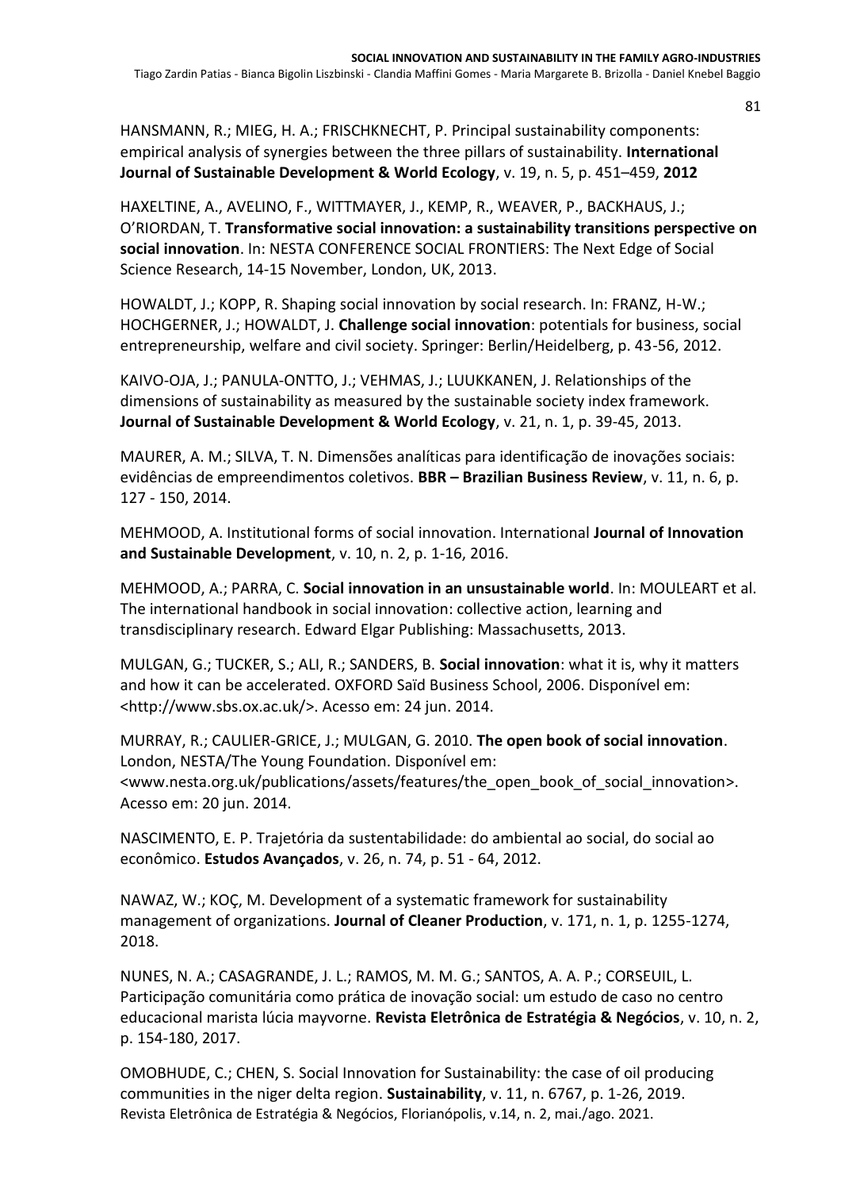HANSMANN, R.; MIEG, H. A.; FRISCHKNECHT, P. Principal sustainability components: empirical analysis of synergies between the three pillars of sustainability. **International Journal of Sustainable Development & World Ecology**, v. 19, n. 5, p. 451–459, **2012**

HAXELTINE, A., AVELINO, F., WITTMAYER, J., KEMP, R., WEAVER, P., BACKHAUS, J.; O'RIORDAN, T. **Transformative social innovation: a sustainability transitions perspective on social innovation**. In: NESTA CONFERENCE SOCIAL FRONTIERS: The Next Edge of Social Science Research, 14-15 November, London, UK, 2013.

HOWALDT, J.; KOPP, R. Shaping social innovation by social research. In: FRANZ, H-W.; HOCHGERNER, J.; HOWALDT, J. **Challenge social innovation**: potentials for business, social entrepreneurship, welfare and civil society. Springer: Berlin/Heidelberg, p. 43-56, 2012.

KAIVO-OJA, J.; PANULA-ONTTO, J.; VEHMAS, J.; LUUKKANEN, J. Relationships of the dimensions of sustainability as measured by the sustainable society index framework. **Journal of Sustainable Development & World Ecology**, v. 21, n. 1, p. 39-45, 2013.

MAURER, A. M.; SILVA, T. N. Dimensões analíticas para identificação de inovações sociais: evidências de empreendimentos coletivos. **BBR – Brazilian Business Review**, v. 11, n. 6, p. 127 - 150, 2014.

MEHMOOD, A. Institutional forms of social innovation. International **Journal of Innovation and Sustainable Development**, v. 10, n. 2, p. 1-16, 2016.

MEHMOOD, A.; PARRA, C. **Social innovation in an unsustainable world**. In: MOULEART et al. The international handbook in social innovation: collective action, learning and transdisciplinary research. Edward Elgar Publishing: Massachusetts, 2013.

MULGAN, G.; TUCKER, S.; ALI, R.; SANDERS, B. **Social innovation**: what it is, why it matters and how it can be accelerated. OXFORD Saïd Business School, 2006. Disponível em: <http://www.sbs.ox.ac.uk/>. Acesso em: 24 jun. 2014.

MURRAY, R.; CAULIER-GRICE, J.; MULGAN, G. 2010. **The open book of social innovation**. London, NESTA/The Young Foundation. Disponível em: <www.nesta.org.uk/publications/assets/features/the_open_book_of_social_innovation>. Acesso em: 20 jun. 2014.

NASCIMENTO, E. P. Trajetória da sustentabilidade: do ambiental ao social, do social ao econômico. **Estudos Avançados**, v. 26, n. 74, p. 51 - 64, 2012.

NAWAZ, W.; KOÇ, M. Development of a systematic framework for sustainability management of organizations. **Journal of Cleaner Production**, v. 171, n. 1, p. 1255-1274, 2018.

NUNES, N. A.; CASAGRANDE, J. L.; RAMOS, M. M. G.; SANTOS, A. A. P.; CORSEUIL, L. Participação comunitária como prática de inovação social: um estudo de caso no centro educacional marista lúcia mayvorne. **Revista Eletrônica de Estratégia & Negócios**, v. 10, n. 2, p. 154-180, 2017.

OMOBHUDE, C.; CHEN, S. Social Innovation for Sustainability: the case of oil producing communities in the niger delta region. **Sustainability**, v. 11, n. 6767, p. 1-26, 2019.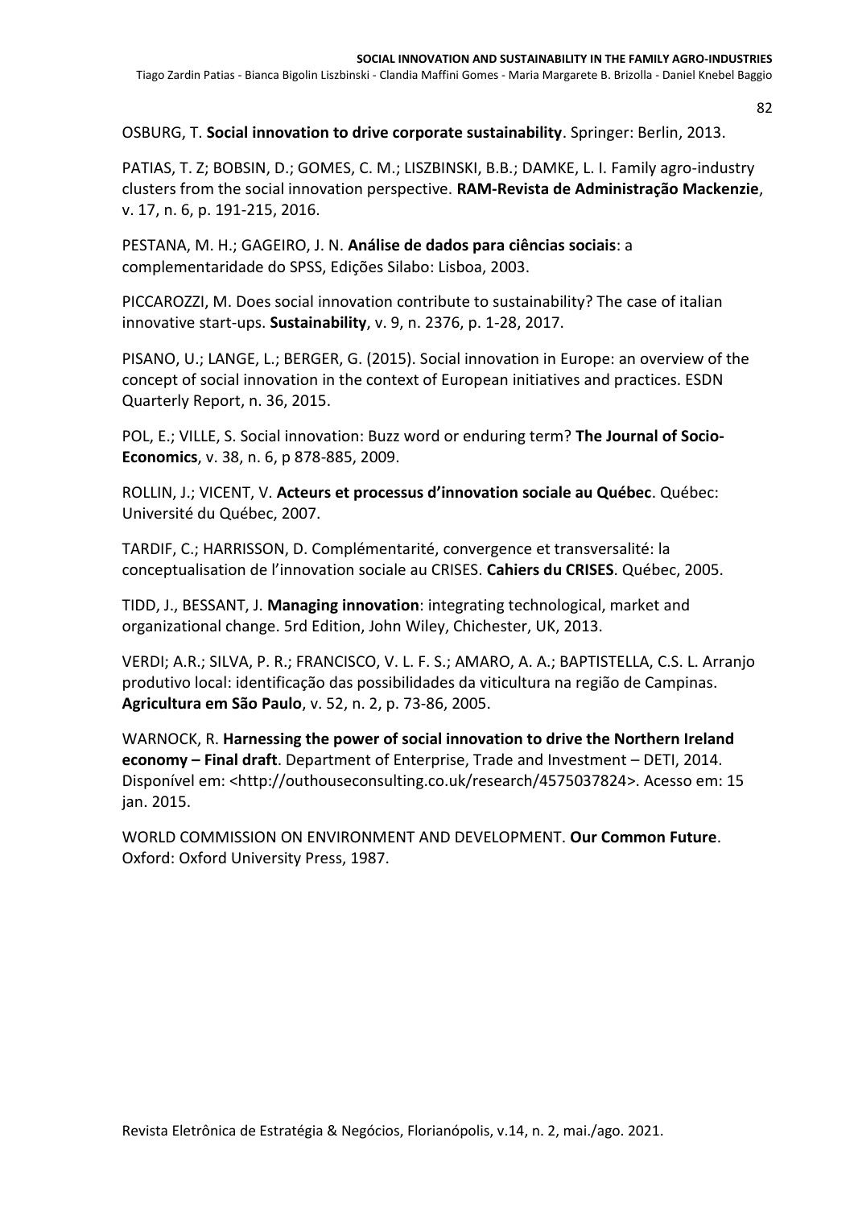OSBURG, T. **Social innovation to drive corporate sustainability**. Springer: Berlin, 2013.

PATIAS, T. Z; BOBSIN, D.; GOMES, C. M.; LISZBINSKI, B.B.; DAMKE, L. I. Family agro-industry clusters from the social innovation perspective. **RAM-Revista de Administração Mackenzie**, v. 17, n. 6, p. 191-215, 2016.

PESTANA, M. H.; GAGEIRO, J. N. **Análise de dados para ciências sociais**: a complementaridade do SPSS, Edições Silabo: Lisboa, 2003.

PICCAROZZI, M. Does social innovation contribute to sustainability? The case of italian innovative start-ups. **Sustainability**, v. 9, n. 2376, p. 1-28, 2017.

PISANO, U.; LANGE, L.; BERGER, G. (2015). Social innovation in Europe: an overview of the concept of social innovation in the context of European initiatives and practices. ESDN Quarterly Report, n. 36, 2015.

POL, E.; VILLE, S. Social innovation: Buzz word or enduring term? **The Journal of Socio-Economics**, v. 38, n. 6, p 878-885, 2009.

ROLLIN, J.; VICENT, V. **Acteurs et processus d'innovation sociale au Québec**. Québec: Université du Québec, 2007.

TARDIF, C.; HARRISSON, D. Complémentarité, convergence et transversalité: la conceptualisation de l'innovation sociale au CRISES. **Cahiers du CRISES**. Québec, 2005.

TIDD, J., BESSANT, J. **Managing innovation**: integrating technological, market and organizational change. 5rd Edition, John Wiley, Chichester, UK, 2013.

VERDI; A.R.; SILVA, P. R.; FRANCISCO, V. L. F. S.; AMARO, A. A.; BAPTISTELLA, C.S. L. Arranjo produtivo local: identificação das possibilidades da viticultura na região de Campinas. **Agricultura em São Paulo**, v. 52, n. 2, p. 73-86, 2005.

WARNOCK, R. **Harnessing the power of social innovation to drive the Northern Ireland economy – Final draft**. Department of Enterprise, Trade and Investment – DETI, 2014. Disponível em: <http://outhouseconsulting.co.uk/research/4575037824>. Acesso em: 15 jan. 2015.

WORLD COMMISSION ON ENVIRONMENT AND DEVELOPMENT. **Our Common Future**. Oxford: Oxford University Press, 1987.